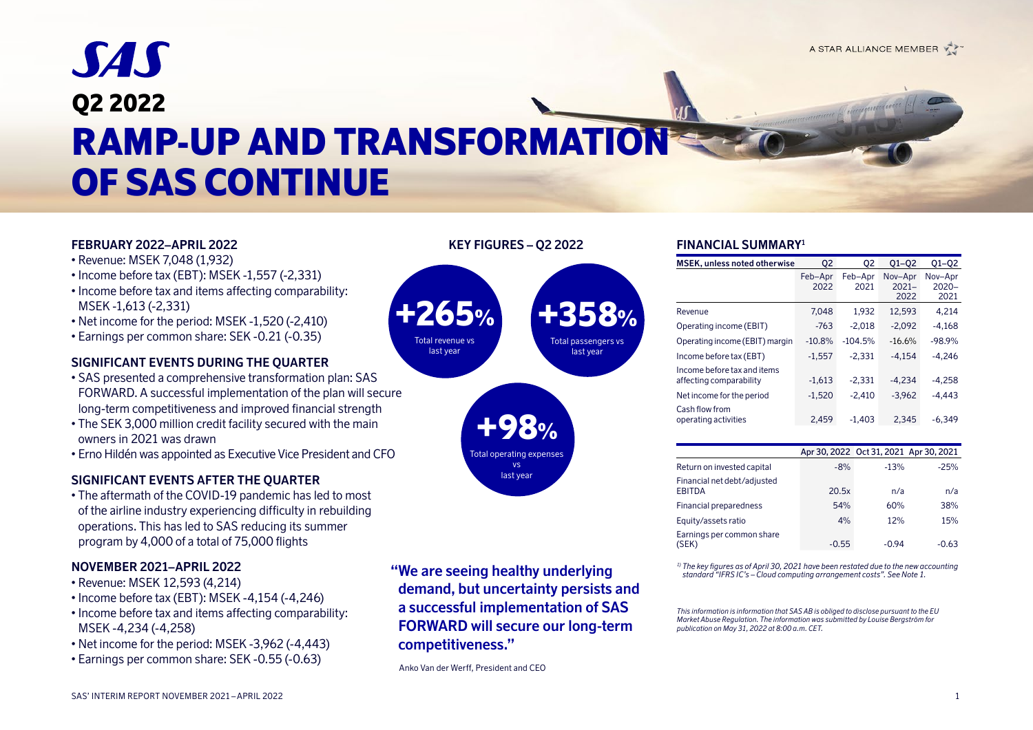# SAS

## Q2 2022

# RAMP-UP AND TRANSFORMATION OF SAS CONTINUE

A STAR ALLIANCE MEMBER

### FEBRUARY 2022–APRIL 2022

- Revenue: MSEK 7,048 (1,932)
- Income before tax (EBT): MSEK -1,557 (-2,331)
- Income before tax and items affecting comparability: MSEK -1,613 (-2,331)
- Net income for the period: MSEK -1,520 (-2,410)
- Earnings per common share: SEK -0.21 (-0.35)

### SIGNIFICANT EVENTS DURING THE QUARTER

- SAS presented a comprehensive transformation plan: SAS FORWARD. A successful implementation of the plan will secure long-term competitiveness and improved financial strength
- The SEK 3,000 million credit facility secured with the main owners in 2021 was drawn
- Erno Hildén was appointed as Executive Vice President and CFO

### SIGNIFICANT EVENTS AFTER THE QUARTER

- The aftermath of the COVID-19 pandemic has led to most of the airline industry experiencing difficulty in rebuilding operations. This has led to SAS reducing its summer program by 4,000 of a total of 75,000 flights

### NOVEMBER 2021–APRIL 2022

- Revenue: MSEK 12,593 (4,214)
- Income before tax (EBT): MSEK -4,154 (-4,246)
- Income before tax and items affecting comparability: MSEK -4,234 (-4,258)
- Net income for the period: MSEK -3,962 (-4,443)
- Earnings per common share: SEK -0.55 (-0.63)

### KEY FIGURES – Q2 2022

**+265%** Total revenue vs last year

**+358%** Total passengers vs last year

**+98%** Total operating expenses vs last year

**"We are seeing healthy underlying demand, but uncertainty persists and a successful implementation of SAS FORWARD will secure our long-term competitiveness."**

Anko Van der Werff, President and CEO

### FINANCIAL SUMMARY[1]

| MSEK, unless noted otherwise | Q2 Feb–Apr 2022 | Q2 Feb–Apr 2021 | Q1–Q2 Nov–Apr 2021–2022 | Q1–Q2 Nov–Apr 2020–2021 |
|---|---|---|---|---|
| Revenue | 7,048 | 1,932 | 12,593 | 4,214 |
| Operating income (EBIT) | -763 | -2,018 | -2,092 | -4,168 |
| Operating income (EBIT) margin | -10.8% | -104.5% | -16.6% | -98.9% |
| Income before tax (EBT) | -1,557 | -2,331 | -4,154 | -4,246 |
| Income before tax and items affecting comparability | -1,613 | -2,331 | -4,234 | -4,258 |
| Net income for the period | -1,520 | -2,410 | -3,962 | -4,443 |
| Cash flow from operating activities | 2,459 | -1,403 | 2,345 | -6,349 |

| | Apr 30, 2022 | Oct 31, 2021 | Apr 30, 2021 |
|---|---|---|---|
| Return on invested capital | -8% | -13% | -25% |
| Financial net debt/adjusted EBITDA | 20.5x | n/a | n/a |
| Financial preparedness | 54% | 60% | 38% |
| Equity/assets ratio | 4% | 12% | 15% |
| Earnings per common share (SEK) | -0.55 | -0.94 | -0.63 |

*1) The key figures as of April 30, 2021 have been restated due to the new accounting standard "IFRS IC's – Cloud computing arrangement costs". See Note 1.*

*This information is information that SAS AB is obliged to disclose pursuant to the EU Market Abuse Regulation. The information was submitted by Louise Bergström for publication on May 31, 2022 at 8:00 a.m. CET.*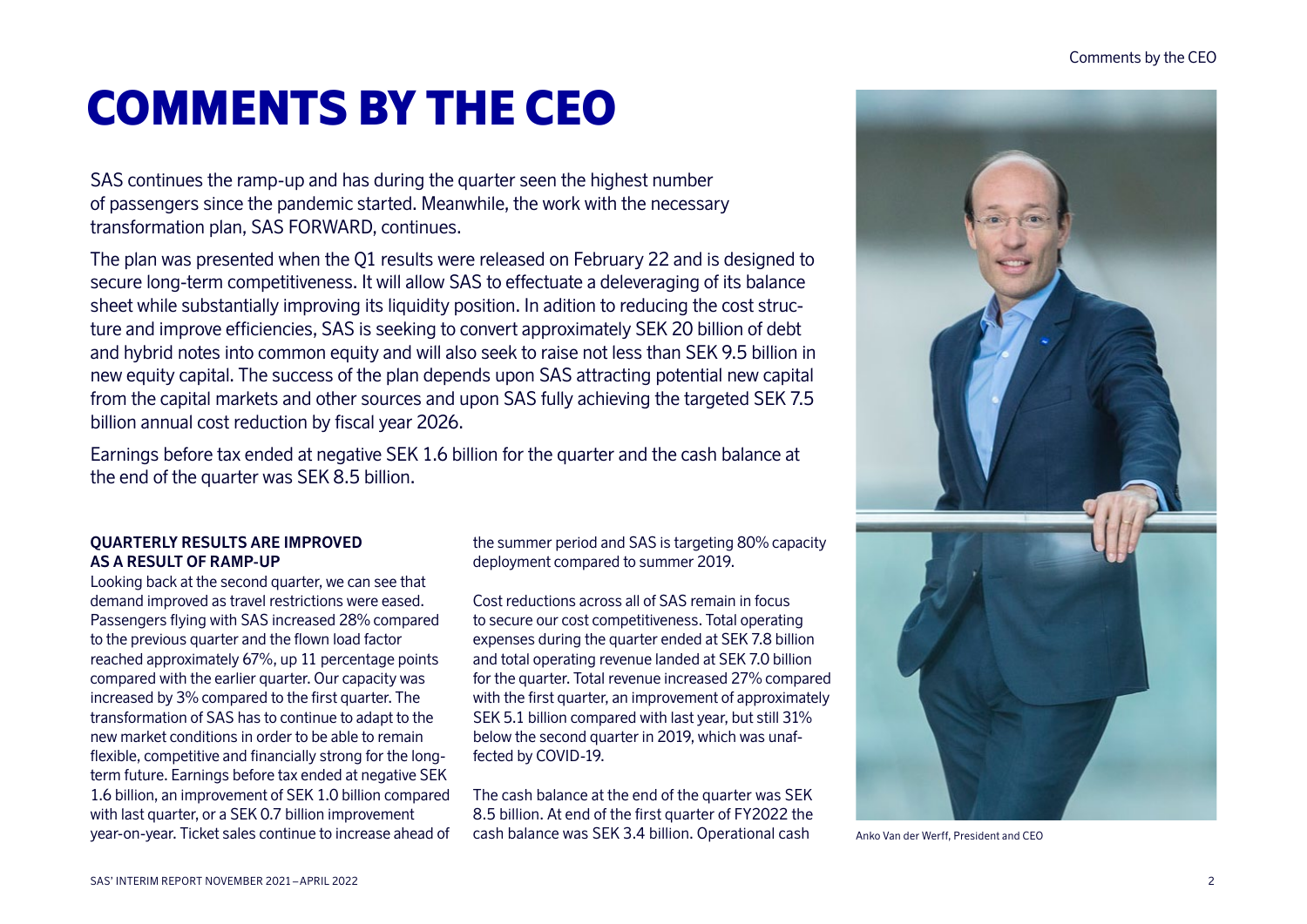# COMMENTS BY THE CEO

SAS continues the ramp-up and has during the quarter seen the highest number of passengers since the pandemic started. Meanwhile, the work with the necessary transformation plan, SAS FORWARD, continues.

The plan was presented when the Q1 results were released on February 22 and is designed to secure long-term competitiveness. It will allow SAS to effectuate a deleveraging of its balance sheet while substantially improving its liquidity position. In adition to reducing the cost structure and improve efficiencies, SAS is seeking to convert approximately SEK 20 billion of debt and hybrid notes into common equity and will also seek to raise not less than SEK 9.5 billion in new equity capital. The success of the plan depends upon SAS attracting potential new capital from the capital markets and other sources and upon SAS fully achieving the targeted SEK 7.5 billion annual cost reduction by fiscal year 2026.

Earnings before tax ended at negative SEK 1.6 billion for the quarter and the cash balance at the end of the quarter was SEK 8.5 billion.

**QUARTERLY RESULTS ARE IMPROVED AS A RESULT OF RAMP-UP**

Looking back at the second quarter, we can see that demand improved as travel restrictions were eased. Passengers flying with SAS increased 28% compared to the previous quarter and the flown load factor reached approximately 67%, up 11 percentage points compared with the earlier quarter. Our capacity was increased by 3% compared to the first quarter. The transformation of SAS has to continue to adapt to the new market conditions in order to be able to remain flexible, competitive and financially strong for the long-term future. Earnings before tax ended at negative SEK 1.6 billion, an improvement of SEK 1.0 billion compared with last quarter, or a SEK 0.7 billion improvement year-on-year. Ticket sales continue to increase ahead of the summer period and SAS is targeting 80% capacity deployment compared to summer 2019.

Cost reductions across all of SAS remain in focus to secure our cost competitiveness. Total operating expenses during the quarter ended at SEK 7.8 billion and total operating revenue landed at SEK 7.0 billion for the quarter. Total revenue increased 27% compared with the first quarter, an improvement of approximately SEK 5.1 billion compared with last year, but still 31% below the second quarter in 2019, which was unaffected by COVID-19.

The cash balance at the end of the quarter was SEK 8.5 billion. At end of the first quarter of FY2022 the cash balance was SEK 3.4 billion. Operational cash

Anko Van der Werff, President and CEO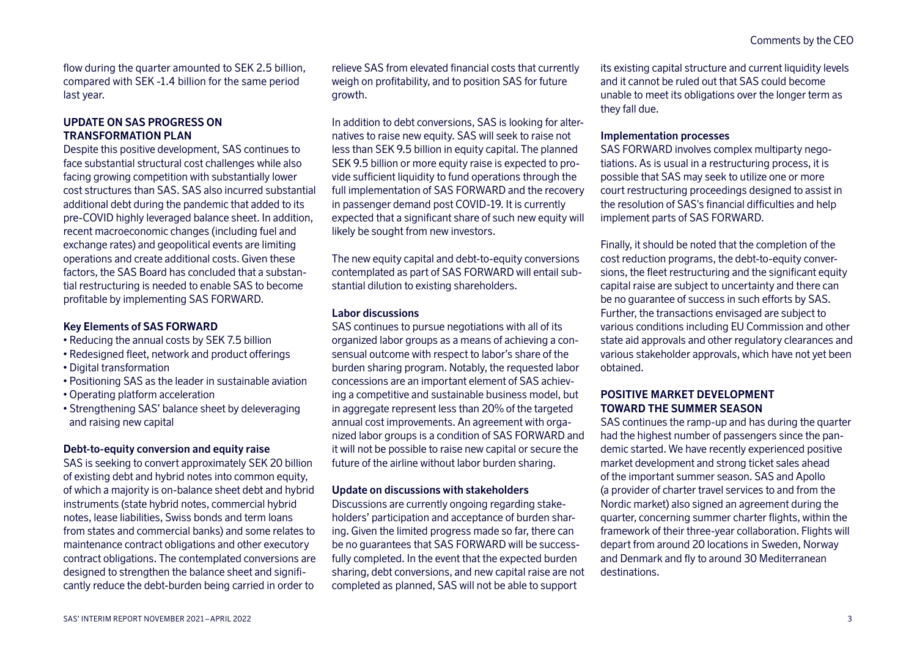flow during the quarter amounted to SEK 2.5 billion, compared with SEK -1.4 billion for the same period last year.

## UPDATE ON SAS PROGRESS ON TRANSFORMATION PLAN

Despite this positive development, SAS continues to face substantial structural cost challenges while also facing growing competition with substantially lower cost structures than SAS. SAS also incurred substantial additional debt during the pandemic that added to its pre-COVID highly leveraged balance sheet. In addition, recent macroeconomic changes (including fuel and exchange rates) and geopolitical events are limiting operations and create additional costs. Given these factors, the SAS Board has concluded that a substantial restructuring is needed to enable SAS to become profitable by implementing SAS FORWARD.

### Key Elements of SAS FORWARD

- Reducing the annual costs by SEK 7.5 billion
- Redesigned fleet, network and product offerings
- Digital transformation
- Positioning SAS as the leader in sustainable aviation
- Operating platform acceleration
- Strengthening SAS' balance sheet by deleveraging and raising new capital

### Debt-to-equity conversion and equity raise

SAS is seeking to convert approximately SEK 20 billion of existing debt and hybrid notes into common equity, of which a majority is on-balance sheet debt and hybrid instruments (state hybrid notes, commercial hybrid notes, lease liabilities, Swiss bonds and term loans from states and commercial banks) and some relates to maintenance contract obligations and other executory contract obligations. The contemplated conversions are designed to strengthen the balance sheet and significantly reduce the debt-burden being carried in order to relieve SAS from elevated financial costs that currently weigh on profitability, and to position SAS for future growth.

In addition to debt conversions, SAS is looking for alternatives to raise new equity. SAS will seek to raise not less than SEK 9.5 billion in equity capital. The planned SEK 9.5 billion or more equity raise is expected to provide sufficient liquidity to fund operations through the full implementation of SAS FORWARD and the recovery in passenger demand post COVID-19. It is currently expected that a significant share of such new equity will likely be sought from new investors.

The new equity capital and debt-to-equity conversions contemplated as part of SAS FORWARD will entail substantial dilution to existing shareholders.

### Labor discussions

SAS continues to pursue negotiations with all of its organized labor groups as a means of achieving a consensual outcome with respect to labor's share of the burden sharing program. Notably, the requested labor concessions are an important element of SAS achieving a competitive and sustainable business model, but in aggregate represent less than 20% of the targeted annual cost improvements. An agreement with organized labor groups is a condition of SAS FORWARD and it will not be possible to raise new capital or secure the future of the airline without labor burden sharing.

### Update on discussions with stakeholders

Discussions are currently ongoing regarding stakeholders' participation and acceptance of burden sharing. Given the limited progress made so far, there can be no guarantees that SAS FORWARD will be successfully completed. In the event that the expected burden sharing, debt conversions, and new capital raise are not completed as planned, SAS will not be able to support its existing capital structure and current liquidity levels and it cannot be ruled out that SAS could become unable to meet its obligations over the longer term as they fall due.

### Implementation processes

SAS FORWARD involves complex multiparty negotiations. As is usual in a restructuring process, it is possible that SAS may seek to utilize one or more court restructuring proceedings designed to assist in the resolution of SAS's financial difficulties and help implement parts of SAS FORWARD.

Finally, it should be noted that the completion of the cost reduction programs, the debt-to-equity conversions, the fleet restructuring and the significant equity capital raise are subject to uncertainty and there can be no guarantee of success in such efforts by SAS. Further, the transactions envisaged are subject to various conditions including EU Commission and other state aid approvals and other regulatory clearances and various stakeholder approvals, which have not yet been obtained.

## POSITIVE MARKET DEVELOPMENT TOWARD THE SUMMER SEASON

SAS continues the ramp-up and has during the quarter had the highest number of passengers since the pandemic started. We have recently experienced positive market development and strong ticket sales ahead of the important summer season. SAS and Apollo (a provider of charter travel services to and from the Nordic market) also signed an agreement during the quarter, concerning summer charter flights, within the framework of their three-year collaboration. Flights will depart from around 20 locations in Sweden, Norway and Denmark and fly to around 30 Mediterranean destinations.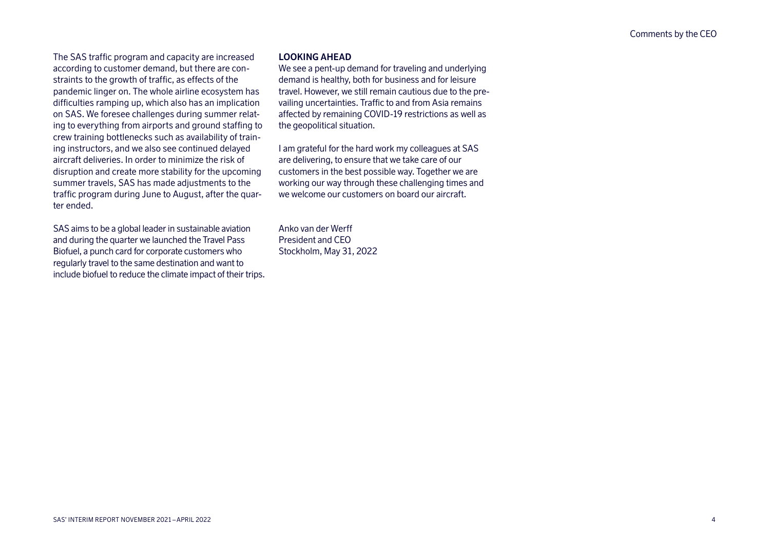The SAS traffic program and capacity are increased according to customer demand, but there are constraints to the growth of traffic, as effects of the pandemic linger on. The whole airline ecosystem has difficulties ramping up, which also has an implication on SAS. We foresee challenges during summer relating to everything from airports and ground staffing to crew training bottlenecks such as availability of training instructors, and we also see continued delayed aircraft deliveries. In order to minimize the risk of disruption and create more stability for the upcoming summer travels, SAS has made adjustments to the traffic program during June to August, after the quarter ended.

SAS aims to be a global leader in sustainable aviation and during the quarter we launched the Travel Pass Biofuel, a punch card for corporate customers who regularly travel to the same destination and want to include biofuel to reduce the climate impact of their trips.

**LOOKING AHEAD**

We see a pent-up demand for traveling and underlying demand is healthy, both for business and for leisure travel. However, we still remain cautious due to the prevailing uncertainties. Traffic to and from Asia remains affected by remaining COVID-19 restrictions as well as the geopolitical situation.

I am grateful for the hard work my colleagues at SAS are delivering, to ensure that we take care of our customers in the best possible way. Together we are working our way through these challenging times and we welcome our customers on board our aircraft.

Anko van der Werff
President and CEO
Stockholm, May 31, 2022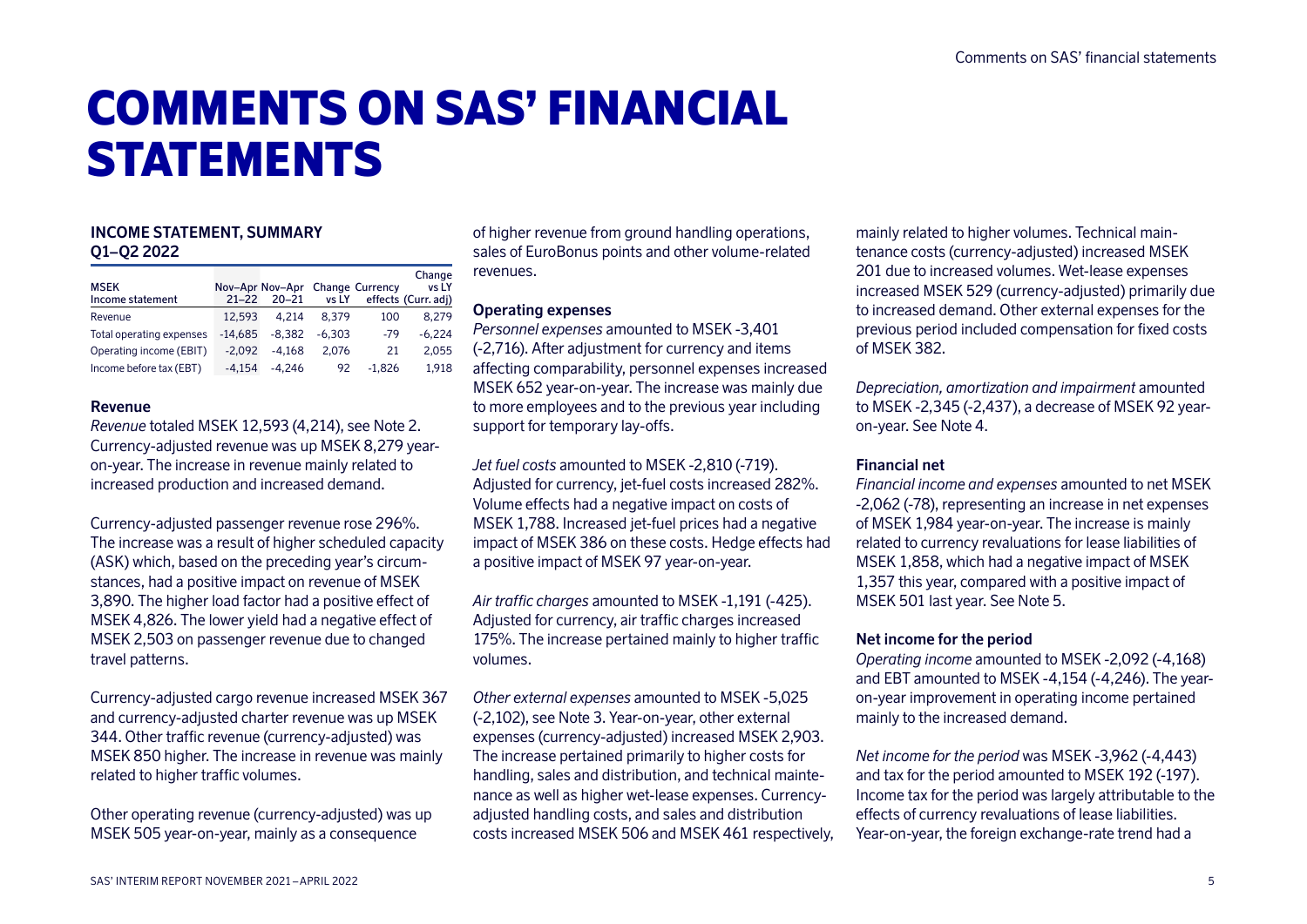# COMMENTS ON SAS' FINANCIAL STATEMENTS

### INCOME STATEMENT, SUMMARY Q1–Q2 2022

| MSEK Income statement | Nov–Apr 21–22 | Nov–Apr 20–21 | Change vs LY | Currency effects | Change vs LY (Curr. adj) |
|---|---|---|---|---|---|
| Revenue | 12,593 | 4,214 | 8,379 | 100 | 8,279 |
| Total operating expenses | -14,685 | -8,382 | -6,303 | -79 | -6,224 |
| Operating income (EBIT) | -2,092 | -4,168 | 2,076 | 21 | 2,055 |
| Income before tax (EBT) | -4,154 | -4,246 | 92 | -1,826 | 1,918 |

#### Revenue

*Revenue* totaled MSEK 12,593 (4,214), see Note 2. Currency-adjusted revenue was up MSEK 8,279 year-on-year. The increase in revenue mainly related to increased production and increased demand.

Currency-adjusted passenger revenue rose 296%. The increase was a result of higher scheduled capacity (ASK) which, based on the preceding year's circumstances, had a positive impact on revenue of MSEK 3,890. The higher load factor had a positive effect of MSEK 4,826. The lower yield had a negative effect of MSEK 2,503 on passenger revenue due to changed travel patterns.

Currency-adjusted cargo revenue increased MSEK 367 and currency-adjusted charter revenue was up MSEK 344. Other traffic revenue (currency-adjusted) was MSEK 850 higher. The increase in revenue was mainly related to higher traffic volumes.

Other operating revenue (currency-adjusted) was up MSEK 505 year-on-year, mainly as a consequence of higher revenue from ground handling operations, sales of EuroBonus points and other volume-related revenues.

#### Operating expenses

*Personnel expenses* amounted to MSEK -3,401 (-2,716). After adjustment for currency and items affecting comparability, personnel expenses increased MSEK 652 year-on-year. The increase was mainly due to more employees and to the previous year including support for temporary lay-offs.

*Jet fuel costs* amounted to MSEK -2,810 (-719). Adjusted for currency, jet-fuel costs increased 282%. Volume effects had a negative impact on costs of MSEK 1,788. Increased jet-fuel prices had a negative impact of MSEK 386 on these costs. Hedge effects had a positive impact of MSEK 97 year-on-year.

*Air traffic charges* amounted to MSEK -1,191 (-425). Adjusted for currency, air traffic charges increased 175%. The increase pertained mainly to higher traffic volumes.

*Other external expenses* amounted to MSEK -5,025 (-2,102), see Note 3. Year-on-year, other external expenses (currency-adjusted) increased MSEK 2,903. The increase pertained primarily to higher costs for handling, sales and distribution, and technical maintenance as well as higher wet-lease expenses. Currency-adjusted handling costs, and sales and distribution costs increased MSEK 506 and MSEK 461 respectively, mainly related to higher volumes. Technical maintenance costs (currency-adjusted) increased MSEK 201 due to increased volumes. Wet-lease expenses increased MSEK 529 (currency-adjusted) primarily due to increased demand. Other external expenses for the previous period included compensation for fixed costs of MSEK 382.

*Depreciation, amortization and impairment* amounted to MSEK -2,345 (-2,437), a decrease of MSEK 92 year-on-year. See Note 4.

#### Financial net

*Financial income and expenses* amounted to net MSEK -2,062 (-78), representing an increase in net expenses of MSEK 1,984 year-on-year. The increase is mainly related to currency revaluations for lease liabilities of MSEK 1,858, which had a negative impact of MSEK 1,357 this year, compared with a positive impact of MSEK 501 last year. See Note 5.

#### Net income for the period

*Operating income* amounted to MSEK -2,092 (-4,168) and EBT amounted to MSEK -4,154 (-4,246). The year-on-year improvement in operating income pertained mainly to the increased demand.

*Net income for the period* was MSEK -3,962 (-4,443) and tax for the period amounted to MSEK 192 (-197). Income tax for the period was largely attributable to the effects of currency revaluations of lease liabilities. Year-on-year, the foreign exchange-rate trend had a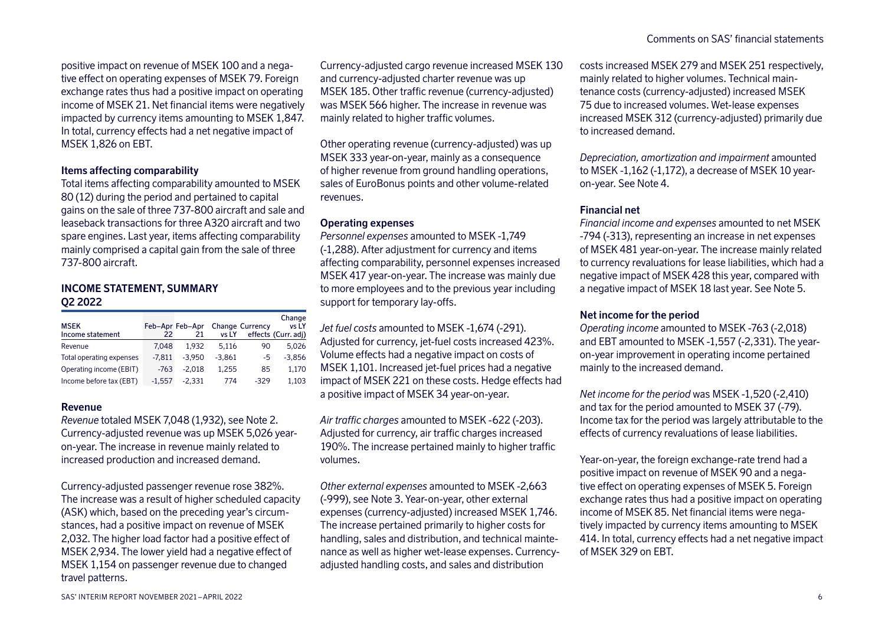positive impact on revenue of MSEK 100 and a negative effect on operating expenses of MSEK 79. Foreign exchange rates thus had a positive impact on operating income of MSEK 21. Net financial items were negatively impacted by currency items amounting to MSEK 1,847. In total, currency effects had a net negative impact of MSEK 1,826 on EBT.

#### Items affecting comparability

Total items affecting comparability amounted to MSEK 80 (12) during the period and pertained to capital gains on the sale of three 737-800 aircraft and sale and leaseback transactions for three A320 aircraft and two spare engines. Last year, items affecting comparability mainly comprised a capital gain from the sale of three 737-800 aircraft.

### INCOME STATEMENT, SUMMARY Q2 2022

| MSEK Income statement | Feb–Apr 22 | Feb–Apr 21 | Change vs LY | Currency effects | Change vs LY (Curr. adj) |
|---|---|---|---|---|---|
| Revenue | 7,048 | 1,932 | 5,116 | 90 | 5,026 |
| Total operating expenses | -7,811 | -3,950 | -3,861 | -5 | -3,856 |
| Operating income (EBIT) | -763 | -2,018 | 1,255 | 85 | 1,170 |
| Income before tax (EBT) | -1,557 | -2,331 | 774 | -329 | 1,103 |

#### Revenue

*Revenue* totaled MSEK 7,048 (1,932), see Note 2. Currency-adjusted revenue was up MSEK 5,026 year-on-year. The increase in revenue mainly related to increased production and increased demand.

Currency-adjusted passenger revenue rose 382%. The increase was a result of higher scheduled capacity (ASK) which, based on the preceding year's circumstances, had a positive impact on revenue of MSEK 2,032. The higher load factor had a positive effect of MSEK 2,934. The lower yield had a negative effect of MSEK 1,154 on passenger revenue due to changed travel patterns.

Currency-adjusted cargo revenue increased MSEK 130 and currency-adjusted charter revenue was up MSEK 185. Other traffic revenue (currency-adjusted) was MSEK 566 higher. The increase in revenue was mainly related to higher traffic volumes.

Other operating revenue (currency-adjusted) was up MSEK 333 year-on-year, mainly as a consequence of higher revenue from ground handling operations, sales of EuroBonus points and other volume-related revenues.

#### Operating expenses

*Personnel expenses* amounted to MSEK -1,749 (-1,288). After adjustment for currency and items affecting comparability, personnel expenses increased MSEK 417 year-on-year. The increase was mainly due to more employees and to the previous year including support for temporary lay-offs.

*Jet fuel costs* amounted to MSEK -1,674 (-291). Adjusted for currency, jet-fuel costs increased 423%. Volume effects had a negative impact on costs of MSEK 1,101. Increased jet-fuel prices had a negative impact of MSEK 221 on these costs. Hedge effects had a positive impact of MSEK 34 year-on-year.

*Air traffic charges* amounted to MSEK -622 (-203). Adjusted for currency, air traffic charges increased 190%. The increase pertained mainly to higher traffic volumes.

*Other external expenses* amounted to MSEK -2,663 (-999), see Note 3. Year-on-year, other external expenses (currency-adjusted) increased MSEK 1,746. The increase pertained primarily to higher costs for handling, sales and distribution, and technical maintenance as well as higher wet-lease expenses. Currency-adjusted handling costs, and sales and distribution costs increased MSEK 279 and MSEK 251 respectively, mainly related to higher volumes. Technical maintenance costs (currency-adjusted) increased MSEK 75 due to increased volumes. Wet-lease expenses increased MSEK 312 (currency-adjusted) primarily due to increased demand.

*Depreciation, amortization and impairment* amounted to MSEK -1,162 (-1,172), a decrease of MSEK 10 year-on-year. See Note 4.

#### Financial net

*Financial income and expenses* amounted to net MSEK -794 (-313), representing an increase in net expenses of MSEK 481 year-on-year. The increase mainly related to currency revaluations for lease liabilities, which had a negative impact of MSEK 428 this year, compared with a negative impact of MSEK 18 last year. See Note 5.

#### Net income for the period

*Operating income* amounted to MSEK -763 (-2,018) and EBT amounted to MSEK -1,557 (-2,331). The year-on-year improvement in operating income pertained mainly to the increased demand.

*Net income for the period* was MSEK -1,520 (-2,410) and tax for the period amounted to MSEK 37 (-79). Income tax for the period was largely attributable to the effects of currency revaluations of lease liabilities.

Year-on-year, the foreign exchange-rate trend had a positive impact on revenue of MSEK 90 and a negative effect on operating expenses of MSEK 5. Foreign exchange rates thus had a positive impact on operating income of MSEK 85. Net financial items were negatively impacted by currency items amounting to MSEK 414. In total, currency effects had a net negative impact of MSEK 329 on EBT.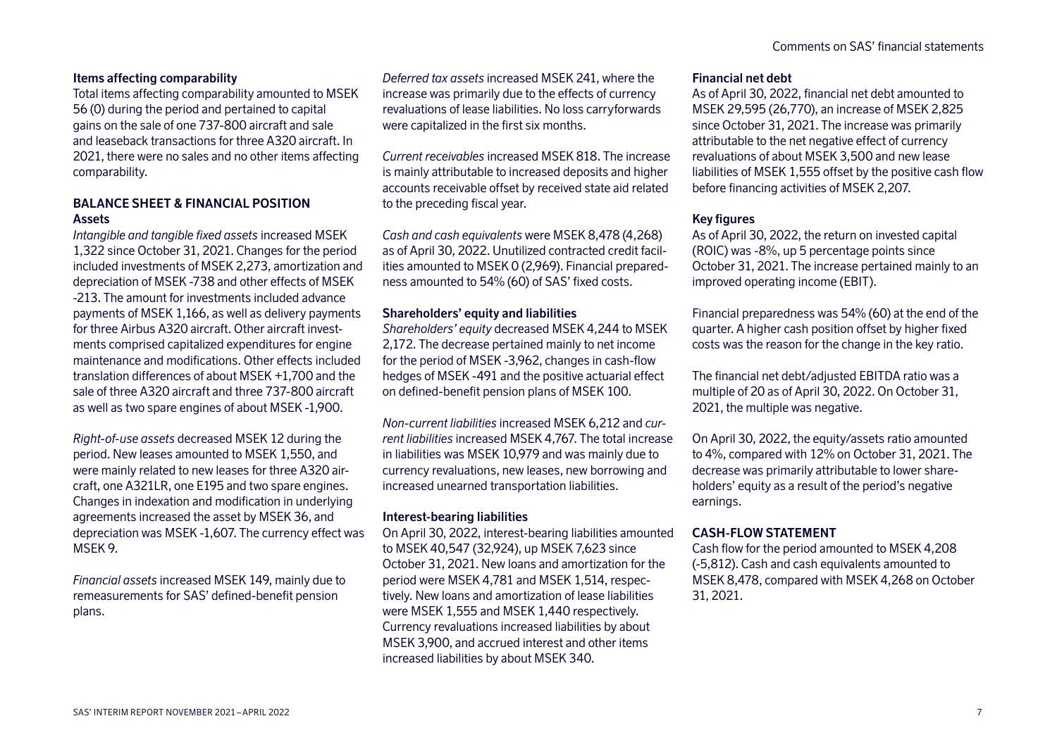### Items affecting comparability

Total items affecting comparability amounted to MSEK 56 (0) during the period and pertained to capital gains on the sale of one 737-800 aircraft and sale and leaseback transactions for three A320 aircraft. In 2021, there were no sales and no other items affecting comparability.

## BALANCE SHEET & FINANCIAL POSITION

### Assets

*Intangible and tangible fixed assets* increased MSEK 1,322 since October 31, 2021. Changes for the period included investments of MSEK 2,273, amortization and depreciation of MSEK -738 and other effects of MSEK -213. The amount for investments included advance payments of MSEK 1,166, as well as delivery payments for three Airbus A320 aircraft. Other aircraft investments comprised capitalized expenditures for engine maintenance and modifications. Other effects included translation differences of about MSEK +1,700 and the sale of three A320 aircraft and three 737-800 aircraft as well as two spare engines of about MSEK -1,900.

*Right-of-use assets* decreased MSEK 12 during the period. New leases amounted to MSEK 1,550, and were mainly related to new leases for three A320 aircraft, one A321LR, one E195 and two spare engines. Changes in indexation and modification in underlying agreements increased the asset by MSEK 36, and depreciation was MSEK -1,607. The currency effect was MSEK 9.

*Financial assets* increased MSEK 149, mainly due to remeasurements for SAS' defined-benefit pension plans.

*Deferred tax assets* increased MSEK 241, where the increase was primarily due to the effects of currency revaluations of lease liabilities. No loss carryforwards were capitalized in the first six months.

*Current receivables* increased MSEK 818. The increase is mainly attributable to increased deposits and higher accounts receivable offset by received state aid related to the preceding fiscal year.

*Cash and cash equivalents* were MSEK 8,478 (4,268) as of April 30, 2022. Unutilized contracted credit facilities amounted to MSEK 0 (2,969). Financial preparedness amounted to 54% (60) of SAS' fixed costs.

### Shareholders' equity and liabilities

*Shareholders' equity* decreased MSEK 4,244 to MSEK 2,172. The decrease pertained mainly to net income for the period of MSEK -3,962, changes in cash-flow hedges of MSEK -491 and the positive actuarial effect on defined-benefit pension plans of MSEK 100.

*Non-current liabilities* increased MSEK 6,212 and *current liabilities* increased MSEK 4,767. The total increase in liabilities was MSEK 10,979 and was mainly due to currency revaluations, new leases, new borrowing and increased unearned transportation liabilities.

### Interest-bearing liabilities

On April 30, 2022, interest-bearing liabilities amounted to MSEK 40,547 (32,924), up MSEK 7,623 since October 31, 2021. New loans and amortization for the period were MSEK 4,781 and MSEK 1,514, respectively. New loans and amortization of lease liabilities were MSEK 1,555 and MSEK 1,440 respectively. Currency revaluations increased liabilities by about MSEK 3,900, and accrued interest and other items increased liabilities by about MSEK 340.

### Financial net debt

As of April 30, 2022, financial net debt amounted to MSEK 29,595 (26,770), an increase of MSEK 2,825 since October 31, 2021. The increase was primarily attributable to the net negative effect of currency revaluations of about MSEK 3,500 and new lease liabilities of MSEK 1,555 offset by the positive cash flow before financing activities of MSEK 2,207.

### Key figures

As of April 30, 2022, the return on invested capital (ROIC) was -8%, up 5 percentage points since October 31, 2021. The increase pertained mainly to an improved operating income (EBIT).

Financial preparedness was 54% (60) at the end of the quarter. A higher cash position offset by higher fixed costs was the reason for the change in the key ratio.

The financial net debt/adjusted EBITDA ratio was a multiple of 20 as of April 30, 2022. On October 31, 2021, the multiple was negative.

On April 30, 2022, the equity/assets ratio amounted to 4%, compared with 12% on October 31, 2021. The decrease was primarily attributable to lower shareholders' equity as a result of the period's negative earnings.

## CASH-FLOW STATEMENT

Cash flow for the period amounted to MSEK 4,208 (-5,812). Cash and cash equivalents amounted to MSEK 8,478, compared with MSEK 4,268 on October 31, 2021.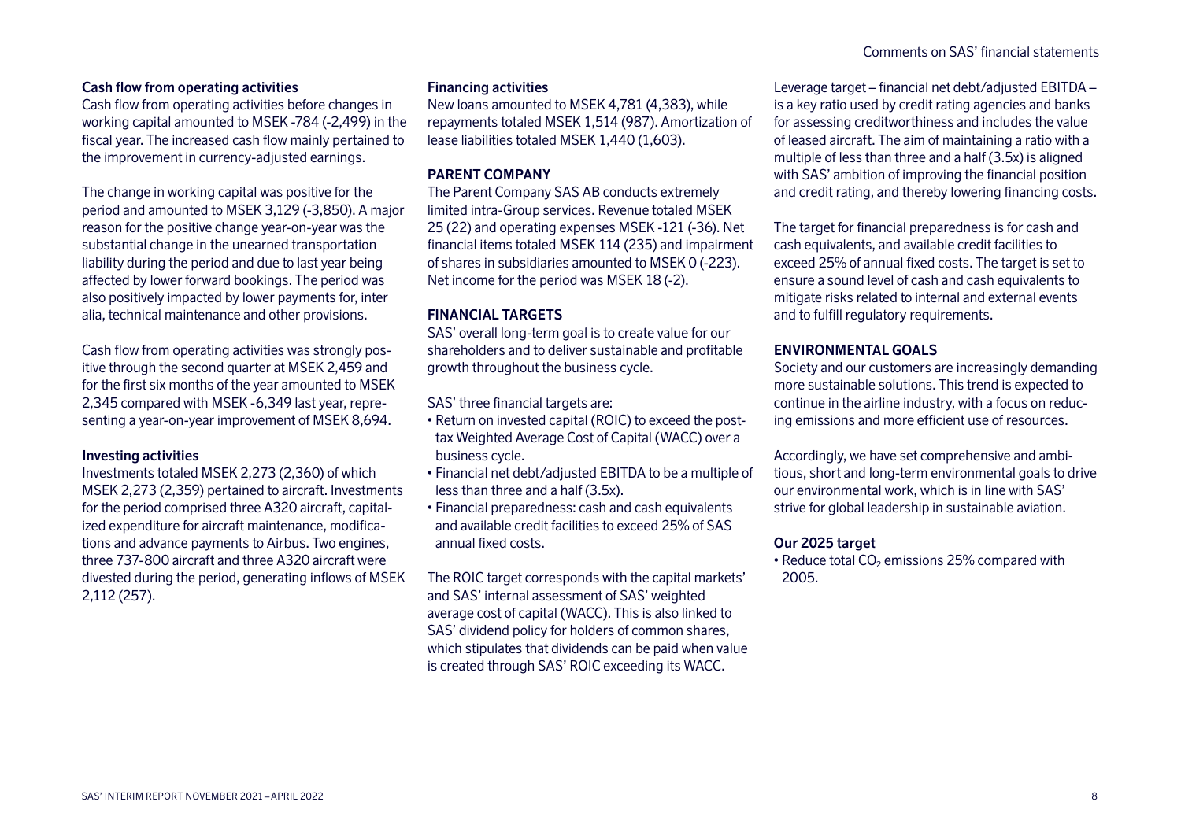### Cash flow from operating activities

Cash flow from operating activities before changes in working capital amounted to MSEK -784 (-2,499) in the fiscal year. The increased cash flow mainly pertained to the improvement in currency-adjusted earnings.

The change in working capital was positive for the period and amounted to MSEK 3,129 (-3,850). A major reason for the positive change year-on-year was the substantial change in the unearned transportation liability during the period and due to last year being affected by lower forward bookings. The period was also positively impacted by lower payments for, inter alia, technical maintenance and other provisions.

Cash flow from operating activities was strongly positive through the second quarter at MSEK 2,459 and for the first six months of the year amounted to MSEK 2,345 compared with MSEK -6,349 last year, representing a year-on-year improvement of MSEK 8,694.

### Investing activities

Investments totaled MSEK 2,273 (2,360) of which MSEK 2,273 (2,359) pertained to aircraft. Investments for the period comprised three A320 aircraft, capitalized expenditure for aircraft maintenance, modifications and advance payments to Airbus. Two engines, three 737-800 aircraft and three A320 aircraft were divested during the period, generating inflows of MSEK 2,112 (257).

### Financing activities

New loans amounted to MSEK 4,781 (4,383), while repayments totaled MSEK 1,514 (987). Amortization of lease liabilities totaled MSEK 1,440 (1,603).

## PARENT COMPANY

The Parent Company SAS AB conducts extremely limited intra-Group services. Revenue totaled MSEK 25 (22) and operating expenses MSEK -121 (-36). Net financial items totaled MSEK 114 (235) and impairment of shares in subsidiaries amounted to MSEK 0 (-223). Net income for the period was MSEK 18 (-2).

## FINANCIAL TARGETS

SAS' overall long-term goal is to create value for our shareholders and to deliver sustainable and profitable growth throughout the business cycle.

SAS' three financial targets are:

- Return on invested capital (ROIC) to exceed the post-tax Weighted Average Cost of Capital (WACC) over a business cycle.
- Financial net debt/adjusted EBITDA to be a multiple of less than three and a half (3.5x).
- Financial preparedness: cash and cash equivalents and available credit facilities to exceed 25% of SAS annual fixed costs.

The ROIC target corresponds with the capital markets' and SAS' internal assessment of SAS' weighted average cost of capital (WACC). This is also linked to SAS' dividend policy for holders of common shares, which stipulates that dividends can be paid when value is created through SAS' ROIC exceeding its WACC.

Leverage target – financial net debt/adjusted EBITDA – is a key ratio used by credit rating agencies and banks for assessing creditworthiness and includes the value of leased aircraft. The aim of maintaining a ratio with a multiple of less than three and a half (3.5x) is aligned with SAS' ambition of improving the financial position and credit rating, and thereby lowering financing costs.

The target for financial preparedness is for cash and cash equivalents, and available credit facilities to exceed 25% of annual fixed costs. The target is set to ensure a sound level of cash and cash equivalents to mitigate risks related to internal and external events and to fulfill regulatory requirements.

## ENVIRONMENTAL GOALS

Society and our customers are increasingly demanding more sustainable solutions. This trend is expected to continue in the airline industry, with a focus on reducing emissions and more efficient use of resources.

Accordingly, we have set comprehensive and ambitious, short and long-term environmental goals to drive our environmental work, which is in line with SAS' strive for global leadership in sustainable aviation.

### Our 2025 target

- Reduce total $CO_2$ emissions 25% compared with 2005.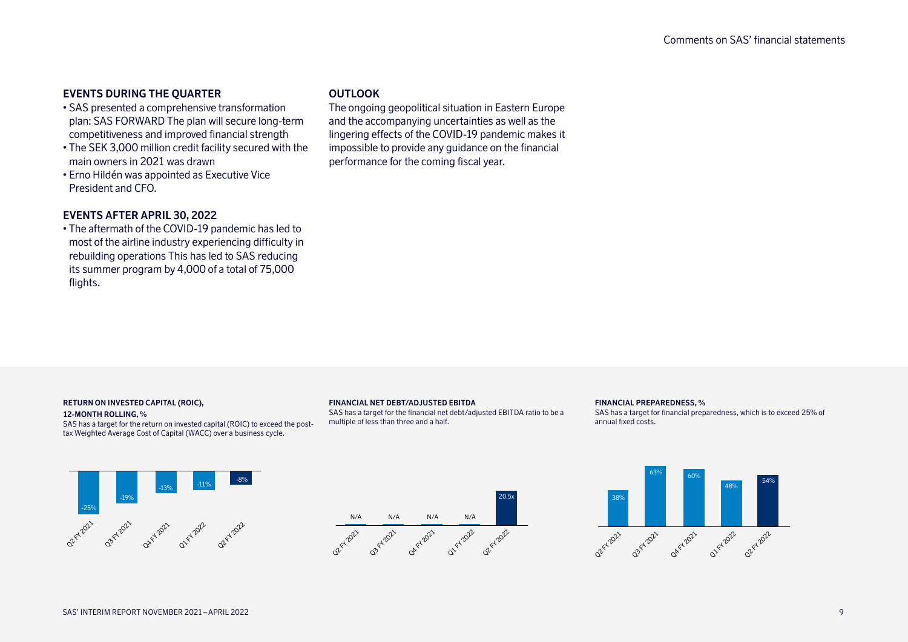## EVENTS DURING THE QUARTER

- SAS presented a comprehensive transformation plan: SAS FORWARD The plan will secure long-term competitiveness and improved financial strength
- The SEK 3,000 million credit facility secured with the main owners in 2021 was drawn
- Erno Hildén was appointed as Executive Vice President and CFO.

## EVENTS AFTER APRIL 30, 2022

- The aftermath of the COVID-19 pandemic has led to most of the airline industry experiencing difficulty in rebuilding operations This has led to SAS reducing its summer program by 4,000 of a total of 75,000 flights.

## OUTLOOK

The ongoing geopolitical situation in Eastern Europe and the accompanying uncertainties as well as the lingering effects of the COVID-19 pandemic makes it impossible to provide any guidance on the financial performance for the coming fiscal year.

**RETURN ON INVESTED CAPITAL (ROIC), 12-MONTH ROLLING, %**

SAS has a target for the return on invested capital (ROIC) to exceed the post-tax Weighted Average Cost of Capital (WACC) over a business cycle.

| Q2 FY 2021 | Q3 FY 2021 | Q4 FY 2021 | Q1 FY 2022 | Q2 FY 2022 |
|---|---|---|---|---|
| -25% | -19% | -13% | -11% | -8% |

**FINANCIAL NET DEBT/ADJUSTED EBITDA**

SAS has a target for the financial net debt/adjusted EBITDA ratio to be a multiple of less than three and a half.

| Q2 FY 2021 | Q3 FY 2021 | Q4 FY 2021 | Q1 FY 2022 | Q2 FY 2022 |
|---|---|---|---|---|
| N/A | N/A | N/A | N/A | 20.5x |

**FINANCIAL PREPAREDNESS, %**

SAS has a target for financial preparedness, which is to exceed 25% of annual fixed costs.

| Q2 FY 2021 | Q3 FY 2021 | Q4 FY 2021 | Q1 FY 2022 | Q2 FY 2022 |
|---|---|---|---|---|
| 38% | 63% | 60% | 48% | 54% |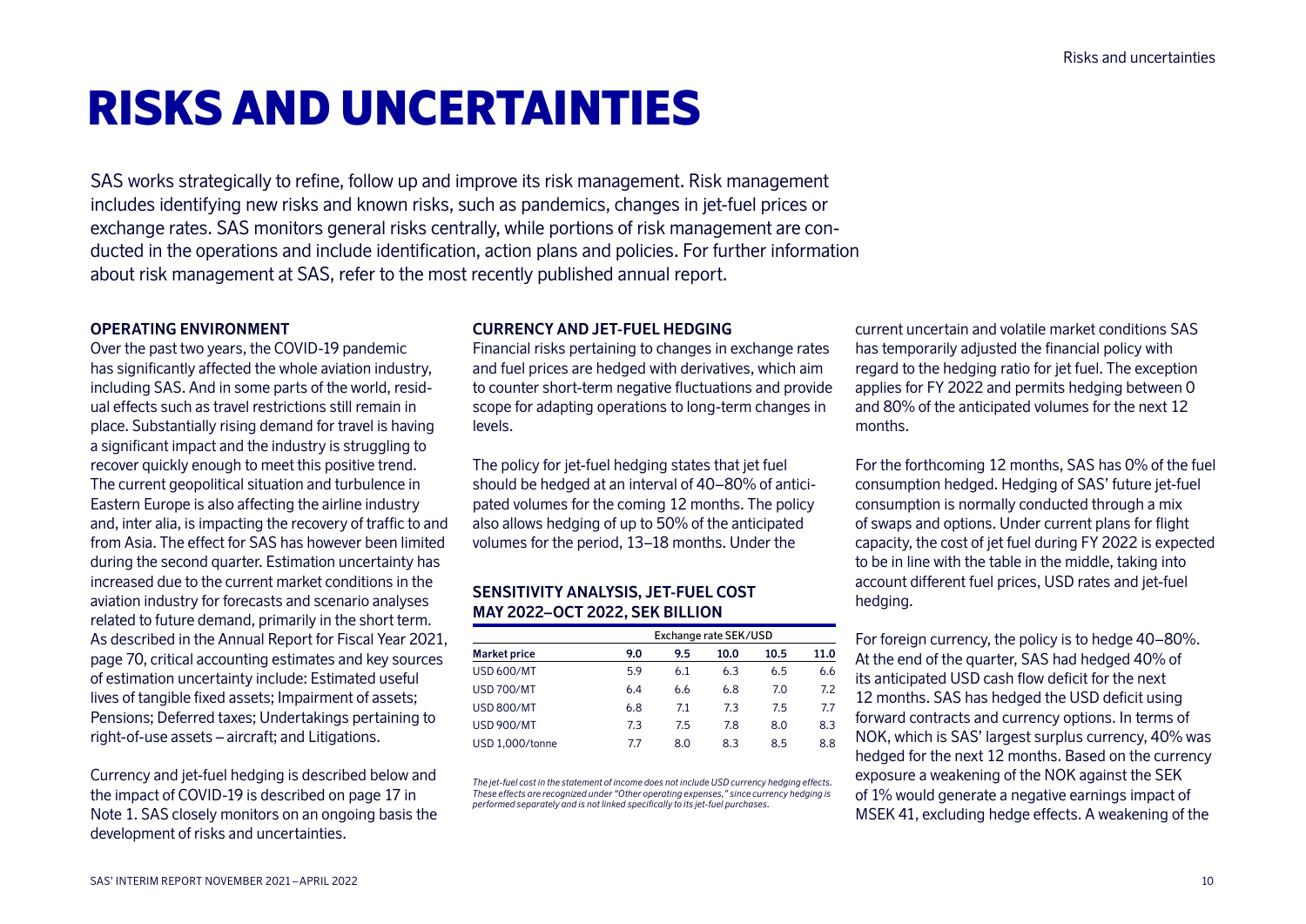# RISKS AND UNCERTAINTIES

SAS works strategically to refine, follow up and improve its risk management. Risk management includes identifying new risks and known risks, such as pandemics, changes in jet-fuel prices or exchange rates. SAS monitors general risks centrally, while portions of risk management are conducted in the operations and include identification, action plans and policies. For further information about risk management at SAS, refer to the most recently published annual report.

### OPERATING ENVIRONMENT

Over the past two years, the COVID-19 pandemic has significantly affected the whole aviation industry, including SAS. And in some parts of the world, residual effects such as travel restrictions still remain in place. Substantially rising demand for travel is having a significant impact and the industry is struggling to recover quickly enough to meet this positive trend. The current geopolitical situation and turbulence in Eastern Europe is also affecting the airline industry and, inter alia, is impacting the recovery of traffic to and from Asia. The effect for SAS has however been limited during the second quarter. Estimation uncertainty has increased due to the current market conditions in the aviation industry for forecasts and scenario analyses related to future demand, primarily in the short term. As described in the Annual Report for Fiscal Year 2021, page 70, critical accounting estimates and key sources of estimation uncertainty include: Estimated useful lives of tangible fixed assets; Impairment of assets; Pensions; Deferred taxes; Undertakings pertaining to right-of-use assets – aircraft; and Litigations.

Currency and jet-fuel hedging is described below and the impact of COVID-19 is described on page 17 in Note 1. SAS closely monitors on an ongoing basis the development of risks and uncertainties.

### CURRENCY AND JET-FUEL HEDGING

Financial risks pertaining to changes in exchange rates and fuel prices are hedged with derivatives, which aim to counter short-term negative fluctuations and provide scope for adapting operations to long-term changes in levels.

The policy for jet-fuel hedging states that jet fuel should be hedged at an interval of 40–80% of anticipated volumes for the coming 12 months. The policy also allows hedging of up to 50% of the anticipated volumes for the period, 13–18 months. Under the current uncertain and volatile market conditions SAS has temporarily adjusted the financial policy with regard to the hedging ratio for jet fuel. The exception applies for FY 2022 and permits hedging between 0 and 80% of the anticipated volumes for the next 12 months.

For the forthcoming 12 months, SAS has 0% of the fuel consumption hedged. Hedging of SAS' future jet-fuel consumption is normally conducted through a mix of swaps and options. Under current plans for flight capacity, the cost of jet fuel during FY 2022 is expected to be in line with the table in the middle, taking into account different fuel prices, USD rates and jet-fuel hedging.

#### SENSITIVITY ANALYSIS, JET-FUEL COST MAY 2022–OCT 2022, SEK BILLION

| | Exchange rate SEK/USD | | | | |
|---|---|---|---|---|---|
| **Market price** | **9.0** | **9.5** | **10.0** | **10.5** | **11.0** |
| USD 600/MT | 5.9 | 6.1 | 6.3 | 6.5 | 6.6 |
| USD 700/MT | 6.4 | 6.6 | 6.8 | 7.0 | 7.2 |
| USD 800/MT | 6.8 | 7.1 | 7.3 | 7.5 | 7.7 |
| USD 900/MT | 7.3 | 7.5 | 7.8 | 8.0 | 8.3 |
| USD 1,000/tonne | 7.7 | 8.0 | 8.3 | 8.5 | 8.8 |

*The jet-fuel cost in the statement of income does not include USD currency hedging effects. These effects are recognized under "Other operating expenses," since currency hedging is performed separately and is not linked specifically to its jet-fuel purchases.*

For foreign currency, the policy is to hedge 40–80%. At the end of the quarter, SAS had hedged 40% of its anticipated USD cash flow deficit for the next 12 months. SAS has hedged the USD deficit using forward contracts and currency options. In terms of NOK, which is SAS' largest surplus currency, 40% was hedged for the next 12 months. Based on the currency exposure a weakening of the NOK against the SEK of 1% would generate a negative earnings impact of MSEK 41, excluding hedge effects. A weakening of the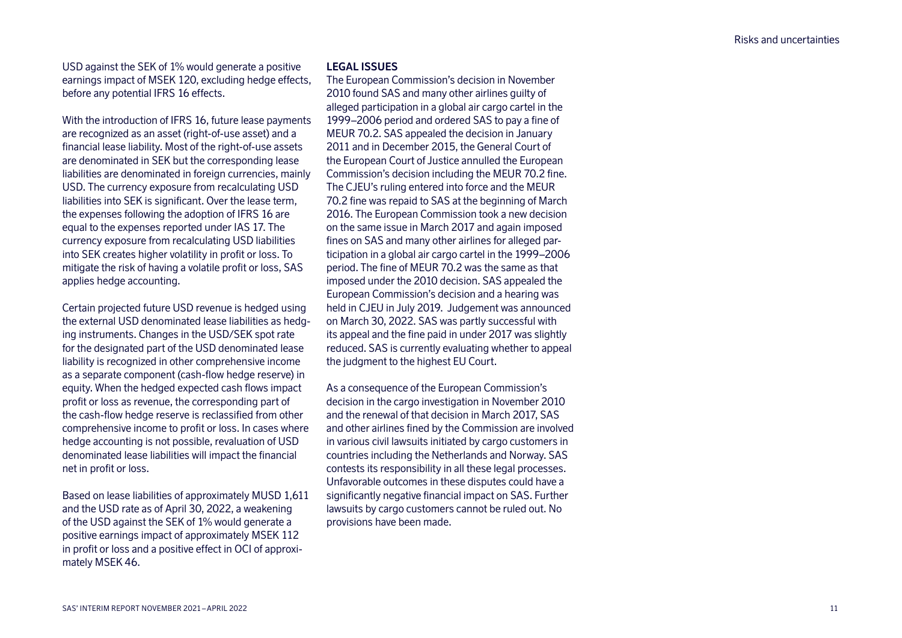USD against the SEK of 1% would generate a positive earnings impact of MSEK 120, excluding hedge effects, before any potential IFRS 16 effects.

With the introduction of IFRS 16, future lease payments are recognized as an asset (right-of-use asset) and a financial lease liability. Most of the right-of-use assets are denominated in SEK but the corresponding lease liabilities are denominated in foreign currencies, mainly USD. The currency exposure from recalculating USD liabilities into SEK is significant. Over the lease term, the expenses following the adoption of IFRS 16 are equal to the expenses reported under IAS 17. The currency exposure from recalculating USD liabilities into SEK creates higher volatility in profit or loss. To mitigate the risk of having a volatile profit or loss, SAS applies hedge accounting.

Certain projected future USD revenue is hedged using the external USD denominated lease liabilities as hedging instruments. Changes in the USD/SEK spot rate for the designated part of the USD denominated lease liability is recognized in other comprehensive income as a separate component (cash-flow hedge reserve) in equity. When the hedged expected cash flows impact profit or loss as revenue, the corresponding part of the cash-flow hedge reserve is reclassified from other comprehensive income to profit or loss. In cases where hedge accounting is not possible, revaluation of USD denominated lease liabilities will impact the financial net in profit or loss.

Based on lease liabilities of approximately MUSD 1,611 and the USD rate as of April 30, 2022, a weakening of the USD against the SEK of 1% would generate a positive earnings impact of approximately MSEK 112 in profit or loss and a positive effect in OCI of approximately MSEK 46.

## LEGAL ISSUES

The European Commission's decision in November 2010 found SAS and many other airlines guilty of alleged participation in a global air cargo cartel in the 1999–2006 period and ordered SAS to pay a fine of MEUR 70.2. SAS appealed the decision in January 2011 and in December 2015, the General Court of the European Court of Justice annulled the European Commission's decision including the MEUR 70.2 fine. The CJEU's ruling entered into force and the MEUR 70.2 fine was repaid to SAS at the beginning of March 2016. The European Commission took a new decision on the same issue in March 2017 and again imposed fines on SAS and many other airlines for alleged participation in a global air cargo cartel in the 1999–2006 period. The fine of MEUR 70.2 was the same as that imposed under the 2010 decision. SAS appealed the European Commission's decision and a hearing was held in CJEU in July 2019. Judgement was announced on March 30, 2022. SAS was partly successful with its appeal and the fine paid in under 2017 was slightly reduced. SAS is currently evaluating whether to appeal the judgment to the highest EU Court.

As a consequence of the European Commission's decision in the cargo investigation in November 2010 and the renewal of that decision in March 2017, SAS and other airlines fined by the Commission are involved in various civil lawsuits initiated by cargo customers in countries including the Netherlands and Norway. SAS contests its responsibility in all these legal processes. Unfavorable outcomes in these disputes could have a significantly negative financial impact on SAS. Further lawsuits by cargo customers cannot be ruled out. No provisions have been made.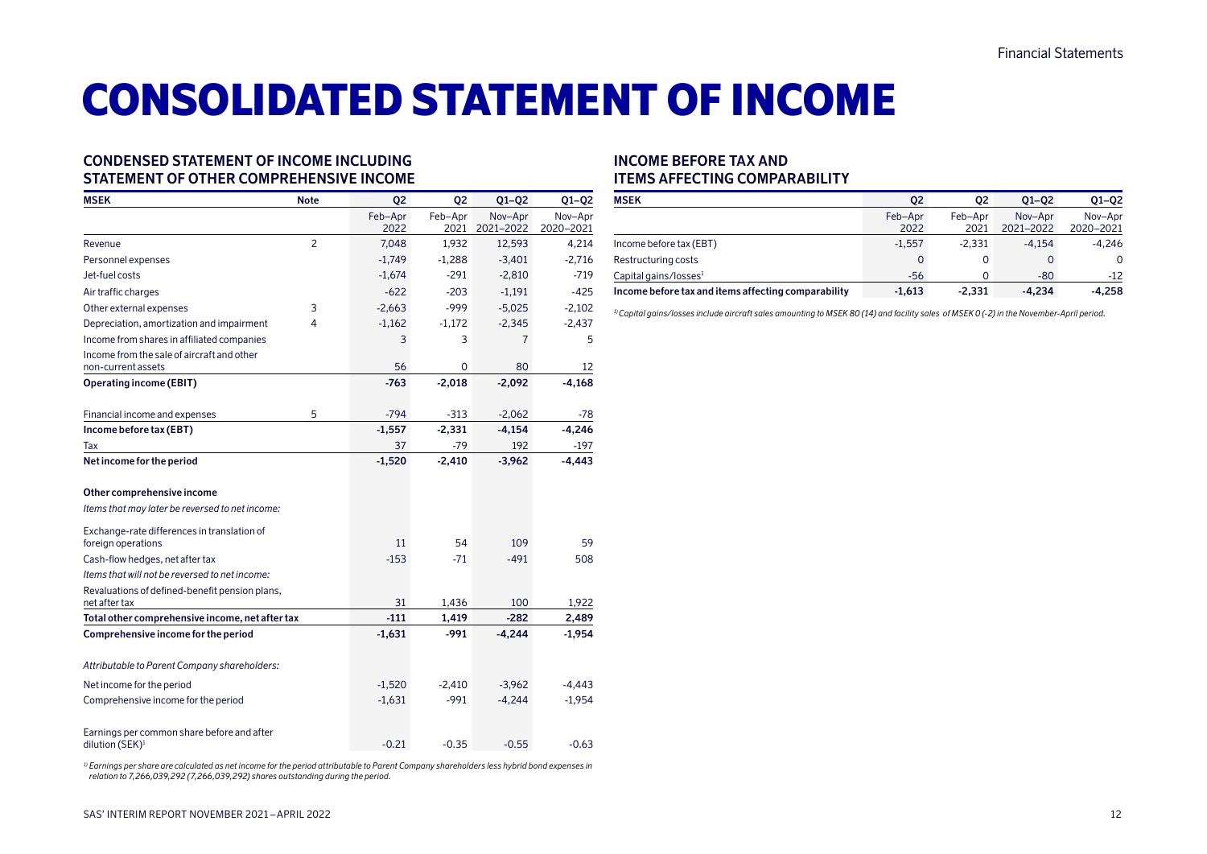# CONSOLIDATED STATEMENT OF INCOME

## CONDENSED STATEMENT OF INCOME INCLUDING STATEMENT OF OTHER COMPREHENSIVE INCOME

| MSEK | Note | Q2 | Q2 | Q1–Q2 | Q1–Q2 |
|---|---|---|---|---|---|
| | | Feb–Apr 2022 | Feb–Apr 2021 | Nov–Apr 2021–2022 | Nov–Apr 2020–2021 |
| Revenue | 2 | 7,048 | 1,932 | 12,593 | 4,214 |
| Personnel expenses | | -1,749 | -1,288 | -3,401 | -2,716 |
| Jet-fuel costs | | -1,674 | -291 | -2,810 | -719 |
| Air traffic charges | | -622 | -203 | -1,191 | -425 |
| Other external expenses | 3 | -2,663 | -999 | -5,025 | -2,102 |
| Depreciation, amortization and impairment | 4 | -1,162 | -1,172 | -2,345 | -2,437 |
| Income from shares in affiliated companies | | 3 | 3 | 7 | 5 |
| Income from the sale of aircraft and other non-current assets | | 56 | 0 | 80 | 12 |
| **Operating income (EBIT)** | | **-763** | **-2,018** | **-2,092** | **-4,168** |
| Financial income and expenses | 5 | -794 | -313 | -2,062 | -78 |
| **Income before tax (EBT)** | | **-1,557** | **-2,331** | **-4,154** | **-4,246** |
| Tax | | 37 | -79 | 192 | -197 |
| **Net income for the period** | | **-1,520** | **-2,410** | **-3,962** | **-4,443** |
| **Other comprehensive income** | | | | | |
| *Items that may later be reversed to net income:* | | | | | |
| Exchange-rate differences in translation of foreign operations | | 11 | 54 | 109 | 59 |
| Cash-flow hedges, net after tax | | -153 | -71 | -491 | 508 |
| *Items that will not be reversed to net income:* | | | | | |
| Revaluations of defined-benefit pension plans, net after tax | | 31 | 1,436 | 100 | 1,922 |
| **Total other comprehensive income, net after tax** | | **-111** | **1,419** | **-282** | **2,489** |
| **Comprehensive income for the period** | | **-1,631** | **-991** | **-4,244** | **-1,954** |
| *Attributable to Parent Company shareholders:* | | | | | |
| Net income for the period | | -1,520 | -2,410 | -3,962 | -4,443 |
| Comprehensive income for the period | | -1,631 | -991 | -4,244 | -1,954 |
| Earnings per common share before and after dilution (SEK)[1] | | -0.21 | -0.35 | -0.55 | -0.63 |

*[1] Earnings per share are calculated as net income for the period attributable to Parent Company shareholders less hybrid bond expenses in relation to 7,266,039,292 (7,266,039,292) shares outstanding during the period.*

## INCOME BEFORE TAX AND ITEMS AFFECTING COMPARABILITY

| MSEK | Q2 | Q2 | Q1–Q2 | Q1–Q2 |
|---|---|---|---|---|
| | Feb–Apr 2022 | Feb–Apr 2021 | Nov–Apr 2021–2022 | Nov–Apr 2020–2021 |
| Income before tax (EBT) | -1,557 | -2,331 | -4,154 | -4,246 |
| Restructuring costs | 0 | 0 | 0 | 0 |
| Capital gains/losses[1] | -56 | 0 | -80 | -12 |
| **Income before tax and items affecting comparability** | **-1,613** | **-2,331** | **-4,234** | **-4,258** |

*[1] Capital gains/losses include aircraft sales amounting to MSEK 80 (14) and facility sales of MSEK 0 (-2) in the November-April period.*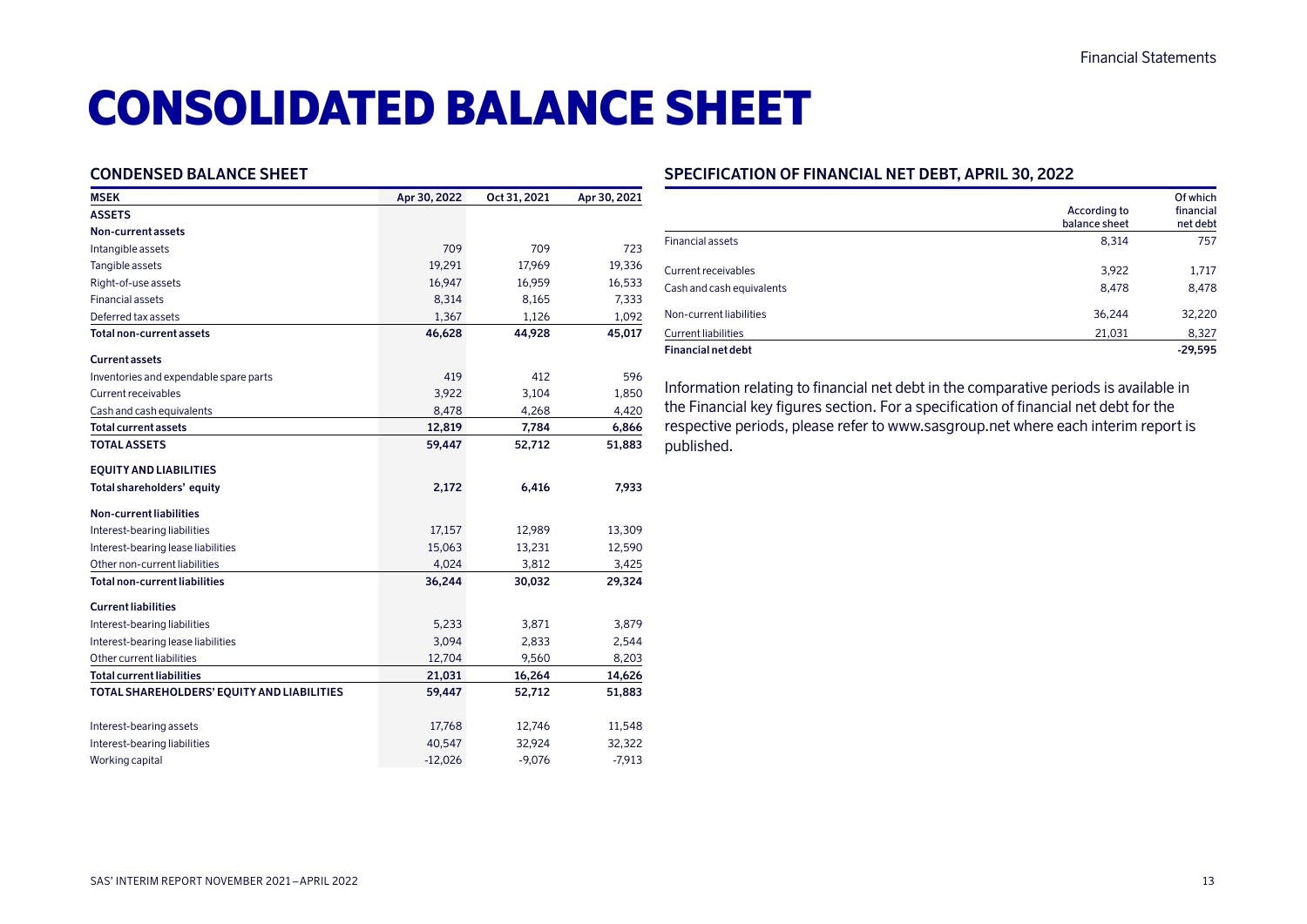# CONSOLIDATED BALANCE SHEET

## CONDENSED BALANCE SHEET

| MSEK | Apr 30, 2022 | Oct 31, 2021 | Apr 30, 2021 |
|---|---|---|---|
| **ASSETS** | | | |
| **Non-current assets** | | | |
| Intangible assets | 709 | 709 | 723 |
| Tangible assets | 19,291 | 17,969 | 19,336 |
| Right-of-use assets | 16,947 | 16,959 | 16,533 |
| Financial assets | 8,314 | 8,165 | 7,333 |
| Deferred tax assets | 1,367 | 1,126 | 1,092 |
| **Total non-current assets** | **46,628** | **44,928** | **45,017** |
| **Current assets** | | | |
| Inventories and expendable spare parts | 419 | 412 | 596 |
| Current receivables | 3,922 | 3,104 | 1,850 |
| Cash and cash equivalents | 8,478 | 4,268 | 4,420 |
| **Total current assets** | **12,819** | **7,784** | **6,866** |
| **TOTAL ASSETS** | **59,447** | **52,712** | **51,883** |
| **EQUITY AND LIABILITIES** | | | |
| **Total shareholders' equity** | **2,172** | **6,416** | **7,933** |
| **Non-current liabilities** | | | |
| Interest-bearing liabilities | 17,157 | 12,989 | 13,309 |
| Interest-bearing lease liabilities | 15,063 | 13,231 | 12,590 |
| Other non-current liabilities | 4,024 | 3,812 | 3,425 |
| **Total non-current liabilities** | **36,244** | **30,032** | **29,324** |
| **Current liabilities** | | | |
| Interest-bearing liabilities | 5,233 | 3,871 | 3,879 |
| Interest-bearing lease liabilities | 3,094 | 2,833 | 2,544 |
| Other current liabilities | 12,704 | 9,560 | 8,203 |
| **Total current liabilities** | **21,031** | **16,264** | **14,626** |
| **TOTAL SHAREHOLDERS' EQUITY AND LIABILITIES** | **59,447** | **52,712** | **51,883** |
| Interest-bearing assets | 17,768 | 12,746 | 11,548 |
| Interest-bearing liabilities | 40,547 | 32,924 | 32,322 |
| Working capital | -12,026 | -9,076 | -7,913 |

## SPECIFICATION OF FINANCIAL NET DEBT, APRIL 30, 2022

| | According to balance sheet | Of which financial net debt |
|---|---|---|
| Financial assets | 8,314 | 757 |
| Current receivables | 3,922 | 1,717 |
| Cash and cash equivalents | 8,478 | 8,478 |
| Non-current liabilities | 36,244 | 32,220 |
| Current liabilities | 21,031 | 8,327 |
| **Financial net debt** | | **-29,595** |

Information relating to financial net debt in the comparative periods is available in the Financial key figures section. For a specification of financial net debt for the respective periods, please refer to www.sasgroup.net where each interim report is published.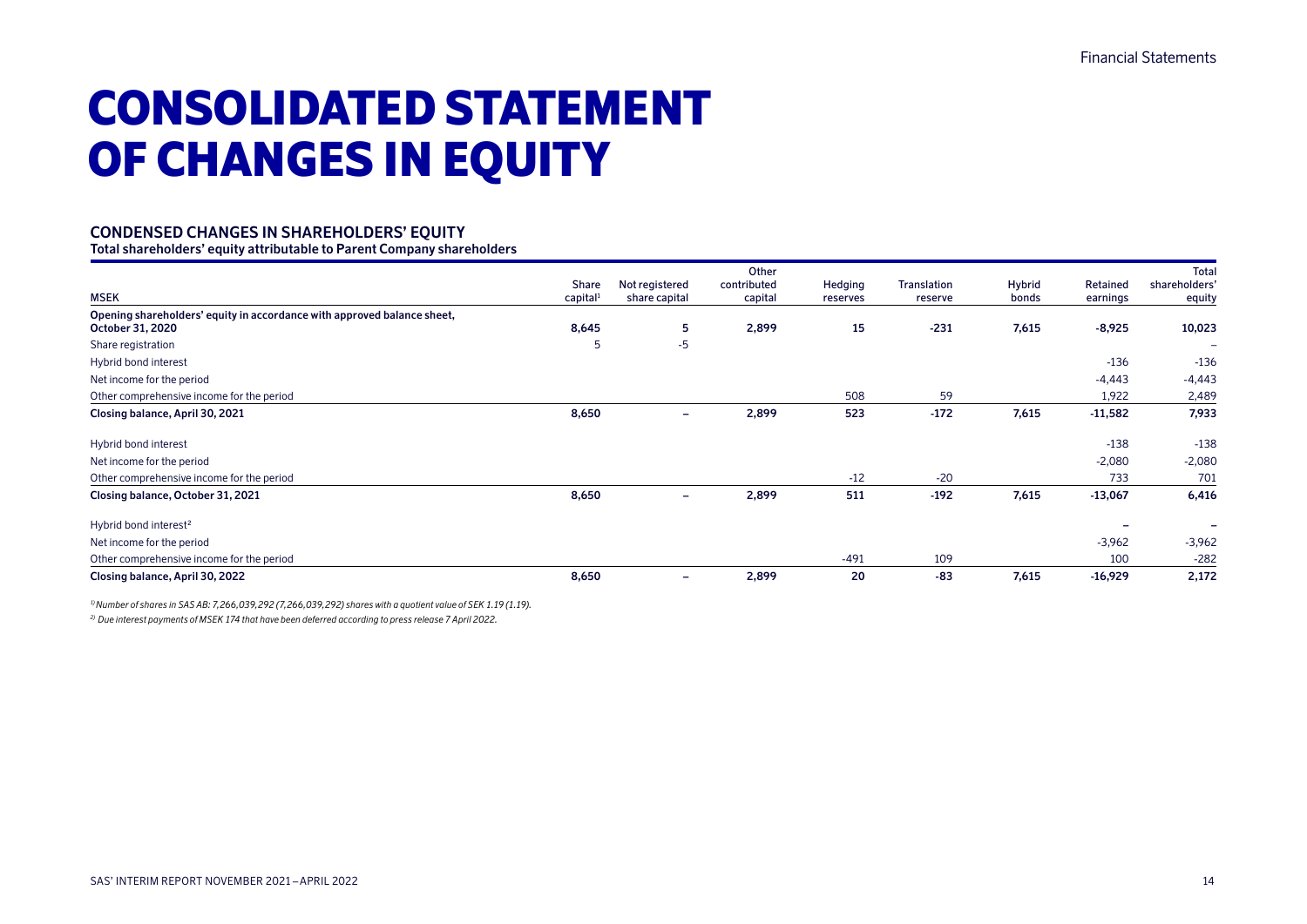# CONSOLIDATED STATEMENT OF CHANGES IN EQUITY

### CONDENSED CHANGES IN SHAREHOLDERS' EQUITY

**Total shareholders' equity attributable to Parent Company shareholders**

| MSEK | Share capital[1] | Not registered share capital | Other contributed capital | Hedging reserves | Translation reserve | Hybrid bonds | Retained earnings | Total shareholders' equity |
|---|---|---|---|---|---|---|---|---|
| **Opening shareholders' equity in accordance with approved balance sheet, October 31, 2020** | **8,645** | **5** | **2,899** | **15** | **-231** | **7,615** | **-8,925** | **10,023** |
| Share registration | 5 | -5 | | | | | | – |
| Hybrid bond interest | | | | | | | -136 | -136 |
| Net income for the period | | | | | | | -4,443 | -4,443 |
| Other comprehensive income for the period | | | | 508 | 59 | | 1,922 | 2,489 |
| **Closing balance, April 30, 2021** | **8,650** | **–** | **2,899** | **523** | **-172** | **7,615** | **-11,582** | **7,933** |
| Hybrid bond interest | | | | | | | -138 | -138 |
| Net income for the period | | | | | | | -2,080 | -2,080 |
| Other comprehensive income for the period | | | | -12 | -20 | | 733 | 701 |
| **Closing balance, October 31, 2021** | **8,650** | **–** | **2,899** | **511** | **-192** | **7,615** | **-13,067** | **6,416** |
| Hybrid bond interest[2] | | | | | | | – | – |
| Net income for the period | | | | | | | -3,962 | -3,962 |
| Other comprehensive income for the period | | | | -491 | 109 | | 100 | -282 |
| **Closing balance, April 30, 2022** | **8,650** | **–** | **2,899** | **20** | **-83** | **7,615** | **-16,929** | **2,172** |

*1) Number of shares in SAS AB: 7,266,039,292 (7,266,039,292) shares with a quotient value of SEK 1.19 (1.19).*

*2) Due interest payments of MSEK 174 that have been deferred according to press release 7 April 2022.*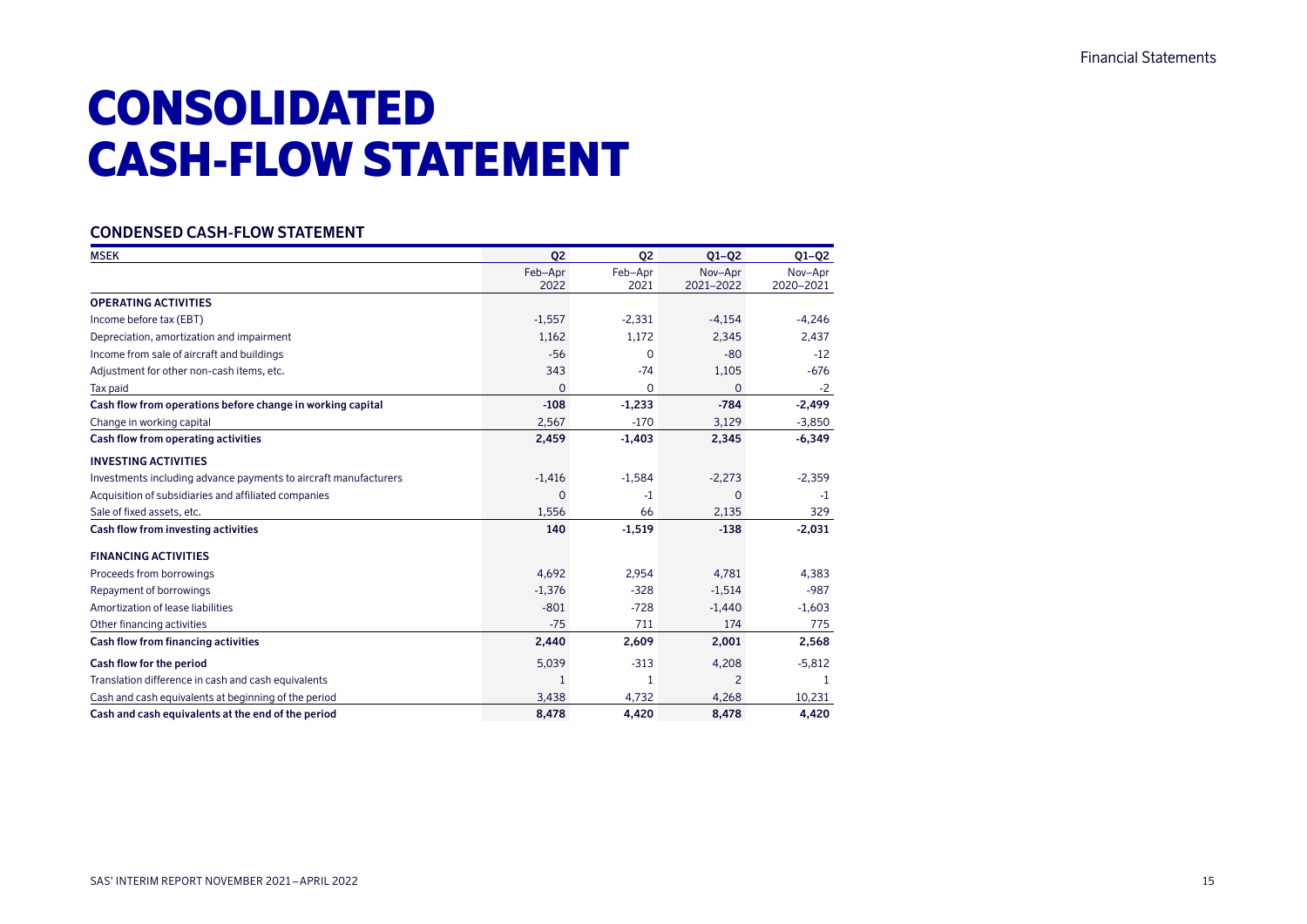# CONSOLIDATED CASH-FLOW STATEMENT

## CONDENSED CASH-FLOW STATEMENT

| MSEK | Q2 | Q2 | Q1–Q2 | Q1–Q2 |
|---|---|---|---|---|
| | Feb–Apr 2022 | Feb–Apr 2021 | Nov–Apr 2021–2022 | Nov–Apr 2020–2021 |
| **OPERATING ACTIVITIES** | | | | |
| Income before tax (EBT) | -1,557 | -2,331 | -4,154 | -4,246 |
| Depreciation, amortization and impairment | 1,162 | 1,172 | 2,345 | 2,437 |
| Income from sale of aircraft and buildings | -56 | 0 | -80 | -12 |
| Adjustment for other non-cash items, etc. | 343 | -74 | 1,105 | -676 |
| Tax paid | 0 | 0 | 0 | -2 |
| **Cash flow from operations before change in working capital** | **-108** | **-1,233** | **-784** | **-2,499** |
| Change in working capital | 2,567 | -170 | 3,129 | -3,850 |
| **Cash flow from operating activities** | **2,459** | **-1,403** | **2,345** | **-6,349** |
| **INVESTING ACTIVITIES** | | | | |
| Investments including advance payments to aircraft manufacturers | -1,416 | -1,584 | -2,273 | -2,359 |
| Acquisition of subsidiaries and affiliated companies | 0 | -1 | 0 | -1 |
| Sale of fixed assets, etc. | 1,556 | 66 | 2,135 | 329 |
| **Cash flow from investing activities** | **140** | **-1,519** | **-138** | **-2,031** |
| **FINANCING ACTIVITIES** | | | | |
| Proceeds from borrowings | 4,692 | 2,954 | 4,781 | 4,383 |
| Repayment of borrowings | -1,376 | -328 | -1,514 | -987 |
| Amortization of lease liabilities | -801 | -728 | -1,440 | -1,603 |
| Other financing activities | -75 | 711 | 174 | 775 |
| **Cash flow from financing activities** | **2,440** | **2,609** | **2,001** | **2,568** |
| **Cash flow for the period** | 5,039 | -313 | 4,208 | -5,812 |
| Translation difference in cash and cash equivalents | 1 | 1 | 2 | 1 |
| Cash and cash equivalents at beginning of the period | 3,438 | 4,732 | 4,268 | 10,231 |
| **Cash and cash equivalents at the end of the period** | **8,478** | **4,420** | **8,478** | **4,420** |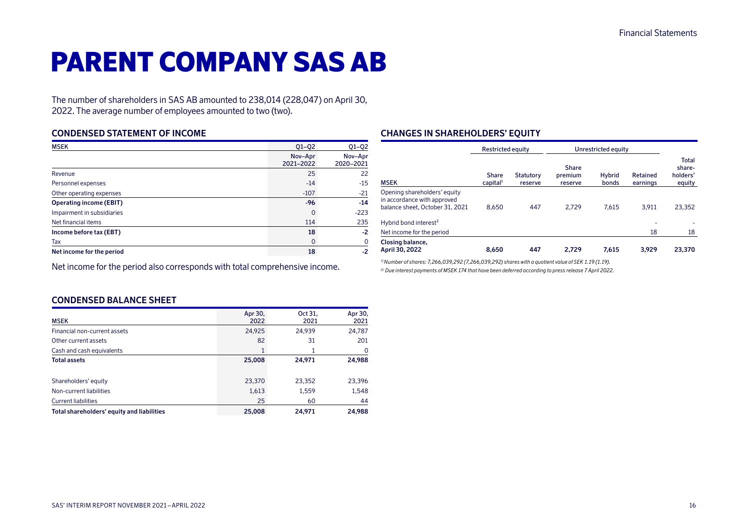# PARENT COMPANY SAS AB

The number of shareholders in SAS AB amounted to 238,014 (228,047) on April 30, 2022. The average number of employees amounted to two (two).

## CONDENSED STATEMENT OF INCOME

| MSEK | Q1–Q2 Nov–Apr 2021–2022 | Q1–Q2 Nov–Apr 2020–2021 |
|---|---|---|
| Revenue | 25 | 22 |
| Personnel expenses | -14 | -15 |
| Other operating expenses | -107 | -21 |
| **Operating income (EBIT)** | **-96** | **-14** |
| Impairment in subsidiaries | 0 | -223 |
| Net financial items | 114 | 235 |
| **Income before tax (EBT)** | **18** | **-2** |
| Tax | 0 | 0 |
| **Net income for the period** | **18** | **-2** |

Net income for the period also corresponds with total comprehensive income.

## CONDENSED BALANCE SHEET

| MSEK | Apr 30, 2022 | Oct 31, 2021 | Apr 30, 2021 |
|---|---|---|---|
| Financial non-current assets | 24,925 | 24,939 | 24,787 |
| Other current assets | 82 | 31 | 201 |
| Cash and cash equivalents | 1 | 1 | 0 |
| **Total assets** | **25,008** | **24,971** | **24,988** |
| | | | |
| Shareholders' equity | 23,370 | 23,352 | 23,396 |
| Non-current liabilities | 1,613 | 1,559 | 1,548 |
| Current liabilities | 25 | 60 | 44 |
| **Total shareholders' equity and liabilities** | **25,008** | **24,971** | **24,988** |

## CHANGES IN SHAREHOLDERS' EQUITY

| | Restricted equity | | Unrestricted equity | | | |
|---|---|---|---|---|---|---|
| MSEK | Share capital[1] | Statutory reserve | Share premium reserve | Hybrid bonds | Retained earnings | Total share-holders' equity |
| Opening shareholders' equity in accordance with approved balance sheet, October 31, 2021 | 8,650 | 447 | 2,729 | 7,615 | 3,911 | 23,352 |
| Hybrid bond interest[2] | | | | | - | - |
| Net income for the period | | | | | 18 | 18 |
| **Closing balance, April 30, 2022** | **8,650** | **447** | **2,729** | **7,615** | **3,929** | **23,370** |

*1) Number of shares: 7,266,039,292 (7,266,039,292) shares with a quotient value of SEK 1.19 (1.19).*

*2) Due interest payments of MSEK 174 that have been deferred according to press release 7 April 2022.*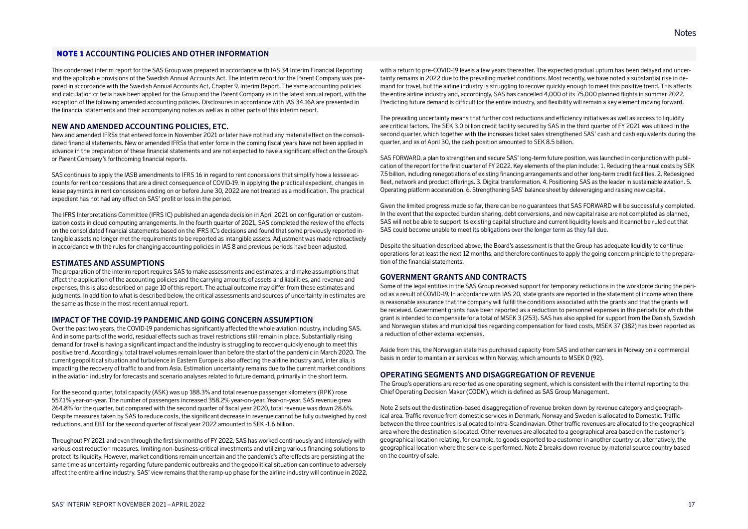## NOTE 1 ACCOUNTING POLICIES AND OTHER INFORMATION

This condensed interim report for the SAS Group was prepared in accordance with IAS 34 Interim Financial Reporting and the applicable provisions of the Swedish Annual Accounts Act. The interim report for the Parent Company was prepared in accordance with the Swedish Annual Accounts Act, Chapter 9, Interim Report. The same accounting policies and calculation criteria have been applied for the Group and the Parent Company as in the latest annual report, with the exception of the following amended accounting policies. Disclosures in accordance with IAS 34.16A are presented in the financial statements and their accompanying notes as well as in other parts of this interim report.

### NEW AND AMENDED ACCOUNTING POLICIES, ETC.

New and amended IFRSs that entered force in November 2021 or later have not had any material effect on the consolidated financial statements. New or amended IFRSs that enter force in the coming fiscal years have not been applied in advance in the preparation of these financial statements and are not expected to have a significant effect on the Group's or Parent Company's forthcoming financial reports.

SAS continues to apply the IASB amendments to IFRS 16 in regard to rent concessions that simplify how a lessee accounts for rent concessions that are a direct consequence of COVID-19. In applying the practical expedient, changes in lease payments in rent concessions ending on or before June 30, 2022 are not treated as a modification. The practical expedient has not had any effect on SAS' profit or loss in the period.

The IFRS Interpretations Committee (IFRS IC) published an agenda decision in April 2021 on configuration or customization costs in cloud computing arrangements. In the fourth quarter of 2021, SAS completed the review of the effects on the consolidated financial statements based on the IFRS IC's decisions and found that some previously reported intangible assets no longer met the requirements to be reported as intangible assets. Adjustment was made retroactively in accordance with the rules for changing accounting policies in IAS 8 and previous periods have been adjusted.

### ESTIMATES AND ASSUMPTIONS

The preparation of the interim report requires SAS to make assessments and estimates, and make assumptions that affect the application of the accounting policies and the carrying amounts of assets and liabilities, and revenue and expenses, this is also described on page 10 of this report. The actual outcome may differ from these estimates and judgments. In addition to what is described below, the critical assessments and sources of uncertainty in estimates are the same as those in the most recent annual report.

### IMPACT OF THE COVID-19 PANDEMIC AND GOING CONCERN ASSUMPTION

Over the past two years, the COVID-19 pandemic has significantly affected the whole aviation industry, including SAS. And in some parts of the world, residual effects such as travel restrictions still remain in place. Substantially rising demand for travel is having a significant impact and the industry is struggling to recover quickly enough to meet this positive trend. Accordingly, total travel volumes remain lower than before the start of the pandemic in March 2020. The current geopolitical situation and turbulence in Eastern Europe is also affecting the airline industry and, inter alia, is impacting the recovery of traffic to and from Asia. Estimation uncertainty remains due to the current market conditions in the aviation industry for forecasts and scenario analyses related to future demand, primarily in the short term.

For the second quarter, total capacity (ASK) was up 188.3% and total revenue passenger kilometers (RPK) rose 557.1% year-on-year. The number of passengers increased 358.2% year-on-year. Year-on-year, SAS revenue grew 264.8% for the quarter, but compared with the second quarter of fiscal year 2020, total revenue was down 28.6%. Despite measures taken by SAS to reduce costs, the significant decrease in revenue cannot be fully outweighed by cost reductions, and EBT for the second quarter of fiscal year 2022 amounted to SEK -1.6 billion.

Throughout FY 2021 and even through the first six months of FY 2022, SAS has worked continuously and intensively with various cost reduction measures, limiting non-business-critical investments and utilizing various financing solutions to protect its liquidity. However, market conditions remain uncertain and the pandemic's aftereffects are persisting at the same time as uncertainty regarding future pandemic outbreaks and the geopolitical situation can continue to adversely affect the entire airline industry. SAS' view remains that the ramp-up phase for the airline industry will continue in 2022, with a return to pre-COVID-19 levels a few years thereafter. The expected gradual upturn has been delayed and uncertainty remains in 2022 due to the prevailing market conditions. Most recently, we have noted a substantial rise in demand for travel, but the airline industry is struggling to recover quickly enough to meet this positive trend. This affects the entire airline industry and, accordingly, SAS has cancelled 4,000 of its 75,000 planned flights in summer 2022. Predicting future demand is difficult for the entire industry, and flexibility will remain a key element moving forward.

The prevailing uncertainty means that further cost reductions and efficiency initiatives as well as access to liquidity are critical factors. The SEK 3.0 billion credit facility secured by SAS in the third quarter of FY 2021 was utilized in the second quarter, which together with the increases ticket sales strengthened SAS' cash and cash equivalents during the quarter, and as of April 30, the cash position amounted to SEK 8.5 billion.

SAS FORWARD, a plan to strengthen and secure SAS' long-term future position, was launched in conjunction with publication of the report for the first quarter of FY 2022. Key elements of the plan include: 1. Reducing the annual costs by SEK 7.5 billion, including renegotiations of existing financing arrangements and other long-term credit facilities. 2. Redesigned fleet, network and product offerings. 3. Digital transformation. 4. Positioning SAS as the leader in sustainable aviation. 5. Operating platform acceleration. 6. Strengthening SAS' balance sheet by deleveraging and raising new capital.

Given the limited progress made so far, there can be no guarantees that SAS FORWARD will be successfully completed. In the event that the expected burden sharing, debt conversions, and new capital raise are not completed as planned, SAS will not be able to support its existing capital structure and current liquidity levels and it cannot be ruled out that SAS could become unable to meet its obligations over the longer term as they fall due.

Despite the situation described above, the Board's assessment is that the Group has adequate liquidity to continue operations for at least the next 12 months, and therefore continues to apply the going concern principle to the preparation of the financial statements.

### GOVERNMENT GRANTS AND CONTRACTS

Some of the legal entities in the SAS Group received support for temporary reductions in the workforce during the period as a result of COVID-19. In accordance with IAS 20, state grants are reported in the statement of income when there is reasonable assurance that the company will fulfill the conditions associated with the grants and that the grants will be received. Government grants have been reported as a reduction to personnel expenses in the periods for which the grant is intended to compensate for a total of MSEK 3 (253). SAS has also applied for support from the Danish, Swedish and Norwegian states and municipalities regarding compensation for fixed costs, MSEK 37 (382) has been reported as a reduction of other external expenses.

Aside from this, the Norwegian state has purchased capacity from SAS and other carriers in Norway on a commercial basis in order to maintain air services within Norway, which amounts to MSEK 0 (92).

### OPERATING SEGMENTS AND DISAGGREGATION OF REVENUE

The Group's operations are reported as one operating segment, which is consistent with the internal reporting to the Chief Operating Decision Maker (CODM), which is defined as SAS Group Management.

Note 2 sets out the destination-based disaggregation of revenue broken down by revenue category and geographical area. Traffic revenue from domestic services in Denmark, Norway and Sweden is allocated to Domestic. Traffic between the three countries is allocated to Intra-Scandinavian. Other traffic revenues are allocated to the geographical area where the destination is located. Other revenues are allocated to a geographical area based on the customer's geographical location relating, for example, to goods exported to a customer in another country or, alternatively, the geographical location where the service is performed. Note 2 breaks down revenue by material source country based on the country of sale.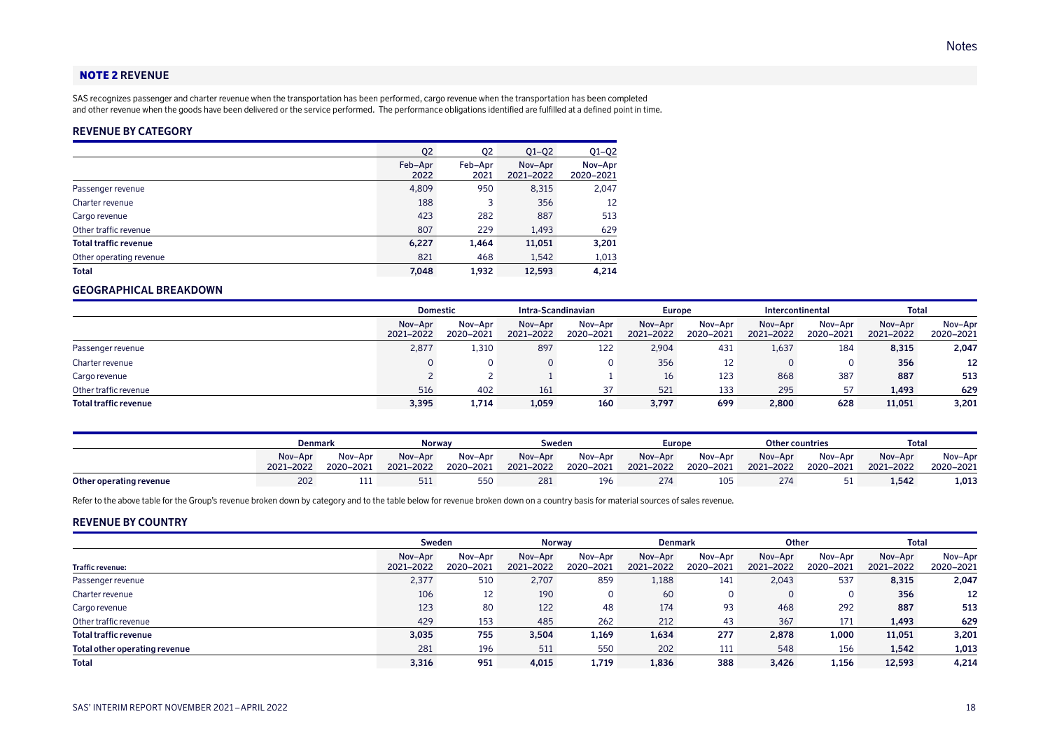## NOTE 2 REVENUE

SAS recognizes passenger and charter revenue when the transportation has been performed, cargo revenue when the transportation has been completed and other revenue when the goods have been delivered or the service performed. The performance obligations identified are fulfilled at a defined point in time.

### REVENUE BY CATEGORY

| | Q2 | Q2 | Q1–Q2 | Q1–Q2 |
|---|---|---|---|---|
| | Feb–Apr 2022 | Feb–Apr 2021 | Nov–Apr 2021–2022 | Nov–Apr 2020–2021 |
| Passenger revenue | 4,809 | 950 | 8,315 | 2,047 |
| Charter revenue | 188 | 3 | 356 | 12 |
| Cargo revenue | 423 | 282 | 887 | 513 |
| Other traffic revenue | 807 | 229 | 1,493 | 629 |
| **Total traffic revenue** | **6,227** | **1,464** | **11,051** | **3,201** |
| Other operating revenue | 821 | 468 | 1,542 | 1,013 |
| **Total** | **7,048** | **1,932** | **12,593** | **4,214** |

### GEOGRAPHICAL BREAKDOWN

| | Domestic | | Intra-Scandinavian | | Europe | | Intercontinental | | Total | |
|---|---|---|---|---|---|---|---|---|---|---|
| | Nov–Apr 2021–2022 | Nov–Apr 2020–2021 | Nov–Apr 2021–2022 | Nov–Apr 2020–2021 | Nov–Apr 2021–2022 | Nov–Apr 2020–2021 | Nov–Apr 2021–2022 | Nov–Apr 2020–2021 | Nov–Apr 2021–2022 | Nov–Apr 2020–2021 |
| Passenger revenue | 2,877 | 1,310 | 897 | 122 | 2,904 | 431 | 1,637 | 184 | **8,315** | **2,047** |
| Charter revenue | 0 | 0 | 0 | 0 | 356 | 12 | 0 | 0 | **356** | **12** |
| Cargo revenue | 2 | 2 | 1 | 1 | 16 | 123 | 868 | 387 | **887** | **513** |
| Other traffic revenue | 516 | 402 | 161 | 37 | 521 | 133 | 295 | 57 | **1,493** | **629** |
| **Total traffic revenue** | **3,395** | **1,714** | **1,059** | **160** | **3,797** | **699** | **2,800** | **628** | **11,051** | **3,201** |

| | Denmark | | Norway | | Sweden | | Europe | | Other countries | | Total | |
|---|---|---|---|---|---|---|---|---|---|---|---|---|
| | Nov–Apr 2021–2022 | Nov–Apr 2020–2021 | Nov–Apr 2021–2022 | Nov–Apr 2020–2021 | Nov–Apr 2021–2022 | Nov–Apr 2020–2021 | Nov–Apr 2021–2022 | Nov–Apr 2020–2021 | Nov–Apr 2021–2022 | Nov–Apr 2020–2021 | Nov–Apr 2021–2022 | Nov–Apr 2020–2021 |
| **Other operating revenue** | 202 | 111 | 511 | 550 | 281 | 196 | 274 | 105 | 274 | 51 | **1,542** | **1,013** |

Refer to the above table for the Group's revenue broken down by category and to the table below for revenue broken down on a country basis for material sources of sales revenue.

### REVENUE BY COUNTRY

| | Sweden | | Norway | | Denmark | | Other | | Total | |
|---|---|---|---|---|---|---|---|---|---|---|
| **Traffic revenue:** | Nov–Apr 2021–2022 | Nov–Apr 2020–2021 | Nov–Apr 2021–2022 | Nov–Apr 2020–2021 | Nov–Apr 2021–2022 | Nov–Apr 2020–2021 | Nov–Apr 2021–2022 | Nov–Apr 2020–2021 | Nov–Apr 2021–2022 | Nov–Apr 2020–2021 |
| Passenger revenue | 2,377 | 510 | 2,707 | 859 | 1,188 | 141 | 2,043 | 537 | **8,315** | **2,047** |
| Charter revenue | 106 | 12 | 190 | 0 | 60 | 0 | 0 | 0 | **356** | **12** |
| Cargo revenue | 123 | 80 | 122 | 48 | 174 | 93 | 468 | 292 | **887** | **513** |
| Other traffic revenue | 429 | 153 | 485 | 262 | 212 | 43 | 367 | 171 | **1,493** | **629** |
| **Total traffic revenue** | **3,035** | **755** | **3,504** | **1,169** | **1,634** | **277** | **2,878** | **1,000** | **11,051** | **3,201** |
| **Total other operating revenue** | 281 | 196 | 511 | 550 | 202 | 111 | 548 | 156 | **1,542** | **1,013** |
| **Total** | **3,316** | **951** | **4,015** | **1,719** | **1,836** | **388** | **3,426** | **1,156** | **12,593** | **4,214** |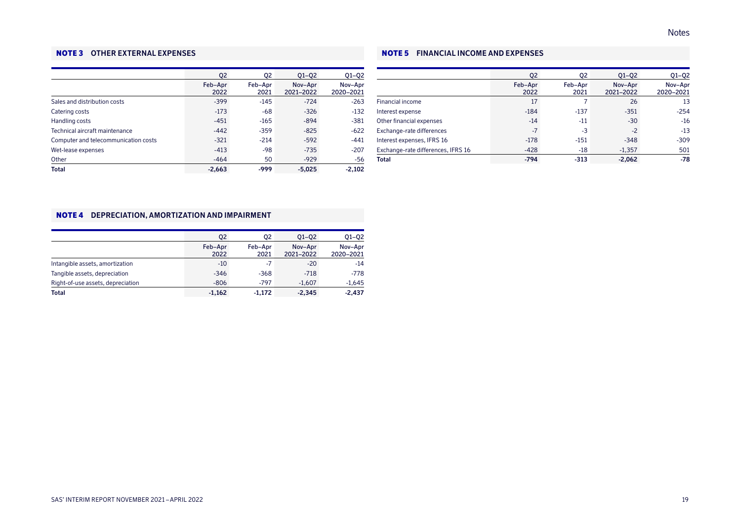### NOTE 3 OTHER EXTERNAL EXPENSES

| | Q2 Feb–Apr 2022 | Q2 Feb–Apr 2021 | Q1–Q2 Nov–Apr 2021–2022 | Q1–Q2 Nov–Apr 2020–2021 |
|---|---|---|---|---|
| Sales and distribution costs | -399 | -145 | -724 | -263 |
| Catering costs | -173 | -68 | -326 | -132 |
| Handling costs | -451 | -165 | -894 | -381 |
| Technical aircraft maintenance | -442 | -359 | -825 | -622 |
| Computer and telecommunication costs | -321 | -214 | -592 | -441 |
| Wet-lease expenses | -413 | -98 | -735 | -207 |
| Other | -464 | 50 | -929 | -56 |
| **Total** | **-2,663** | **-999** | **-5,025** | **-2,102** |

### NOTE 4 DEPRECIATION, AMORTIZATION AND IMPAIRMENT

| | Q2 Feb–Apr 2022 | Q2 Feb–Apr 2021 | Q1–Q2 Nov–Apr 2021–2022 | Q1–Q2 Nov–Apr 2020–2021 |
|---|---|---|---|---|
| Intangible assets, amortization | -10 | -7 | -20 | -14 |
| Tangible assets, depreciation | -346 | -368 | -718 | -778 |
| Right-of-use assets, depreciation | -806 | -797 | -1,607 | -1,645 |
| **Total** | **-1,162** | **-1,172** | **-2,345** | **-2,437** |

### NOTE 5 FINANCIAL INCOME AND EXPENSES

| | Q2 Feb–Apr 2022 | Q2 Feb–Apr 2021 | Q1–Q2 Nov–Apr 2021–2022 | Q1–Q2 Nov–Apr 2020–2021 |
|---|---|---|---|---|
| Financial income | 17 | 7 | 26 | 13 |
| Interest expense | -184 | -137 | -351 | -254 |
| Other financial expenses | -14 | -11 | -30 | -16 |
| Exchange-rate differences | -7 | -3 | -2 | -13 |
| Interest expenses, IFRS 16 | -178 | -151 | -348 | -309 |
| Exchange-rate differences, IFRS 16 | -428 | -18 | -1,357 | 501 |
| **Total** | **-794** | **-313** | **-2,062** | **-78** |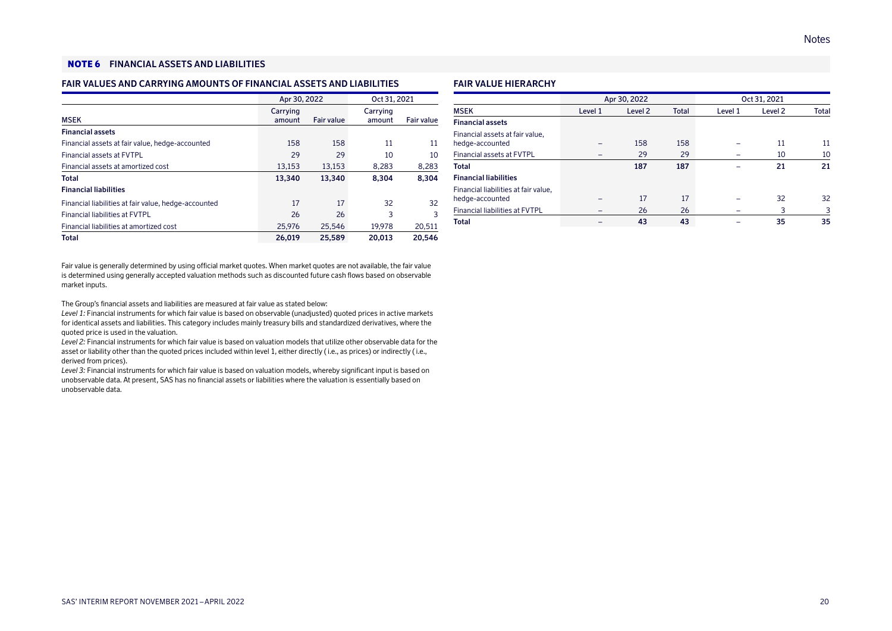## NOTE 6 FINANCIAL ASSETS AND LIABILITIES

### FAIR VALUES AND CARRYING AMOUNTS OF FINANCIAL ASSETS AND LIABILITIES

| | Apr 30, 2022 | | Oct 31, 2021 | |
|---|---|---|---|---|
| MSEK | Carrying amount | Fair value | Carrying amount | Fair value |
| **Financial assets** | | | | |
| Financial assets at fair value, hedge-accounted | 158 | 158 | 11 | 11 |
| Financial assets at FVTPL | 29 | 29 | 10 | 10 |
| Financial assets at amortized cost | 13,153 | 13,153 | 8,283 | 8,283 |
| **Total** | **13,340** | **13,340** | **8,304** | **8,304** |
| **Financial liabilities** | | | | |
| Financial liabilities at fair value, hedge-accounted | 17 | 17 | 32 | 32 |
| Financial liabilities at FVTPL | 26 | 26 | 3 | 3 |
| Financial liabilities at amortized cost | 25,976 | 25,546 | 19,978 | 20,511 |
| **Total** | **26,019** | **25,589** | **20,013** | **20,546** |

Fair value is generally determined by using official market quotes. When market quotes are not available, the fair value is determined using generally accepted valuation methods such as discounted future cash flows based on observable market inputs.

The Group's financial assets and liabilities are measured at fair value as stated below:

*Level 1:* Financial instruments for which fair value is based on observable (unadjusted) quoted prices in active markets for identical assets and liabilities. This category includes mainly treasury bills and standardized derivatives, where the quoted price is used in the valuation.

*Level 2:* Financial instruments for which fair value is based on valuation models that utilize other observable data for the asset or liability other than the quoted prices included within level 1, either directly (i.e., as prices) or indirectly (i.e., derived from prices).

*Level 3:* Financial instruments for which fair value is based on valuation models, whereby significant input is based on unobservable data. At present, SAS has no financial assets or liabilities where the valuation is essentially based on unobservable data.

### FAIR VALUE HIERARCHY

| | Apr 30, 2022 | | | Oct 31, 2021 | | |
|---|---|---|---|---|---|---|
| MSEK | Level 1 | Level 2 | Total | Level 1 | Level 2 | Total |
| **Financial assets** | | | | | | |
| Financial assets at fair value, hedge-accounted | – | 158 | 158 | – | 11 | 11 |
| Financial assets at FVTPL | – | 29 | 29 | – | 10 | 10 |
| **Total** | | **187** | **187** | – | **21** | **21** |
| **Financial liabilities** | | | | | | |
| Financial liabilities at fair value, hedge-accounted | – | 17 | 17 | – | 32 | 32 |
| Financial liabilities at FVTPL | – | 26 | 26 | – | 3 | 3 |
| **Total** | – | **43** | **43** | – | **35** | **35** |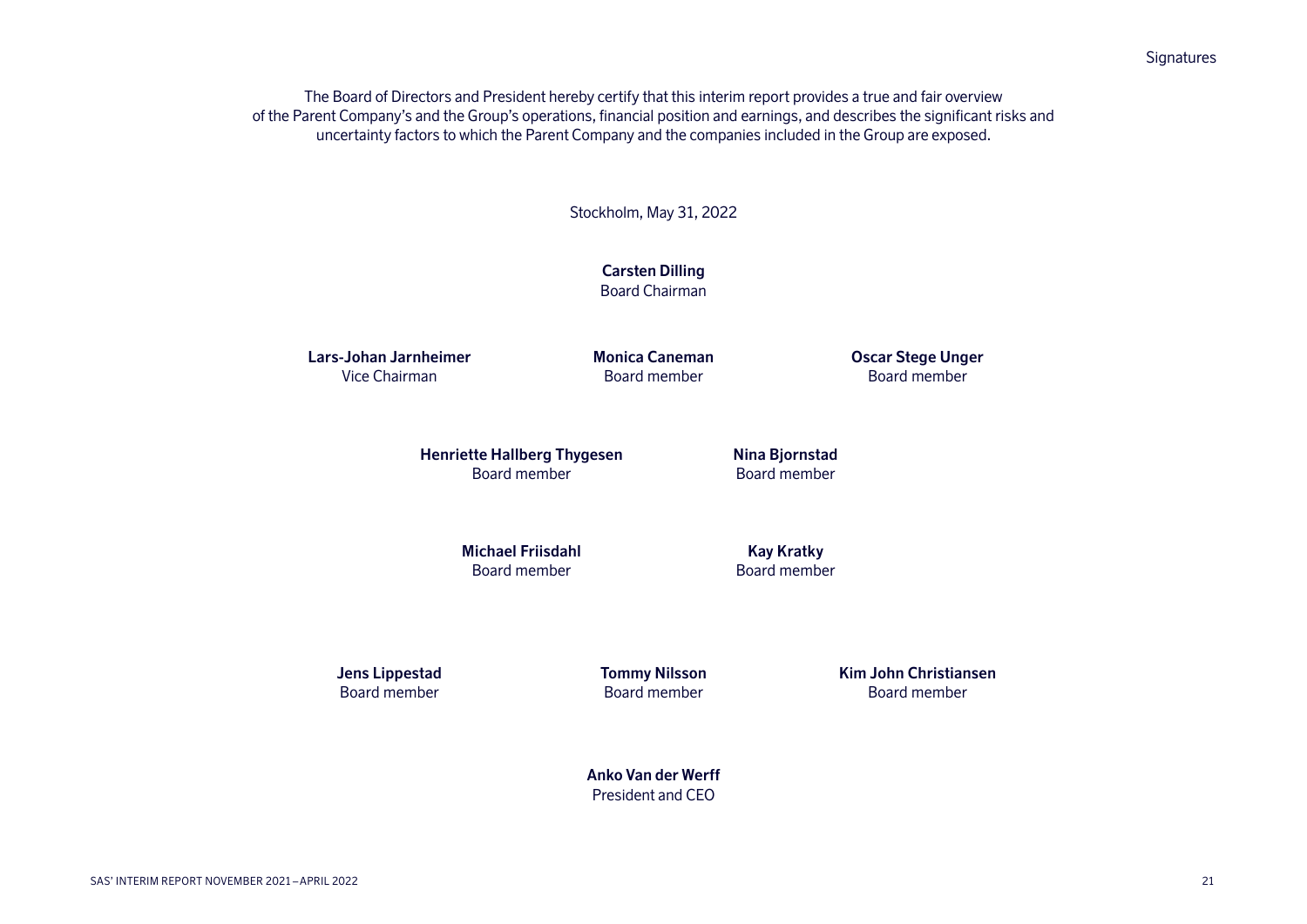The Board of Directors and President hereby certify that this interim report provides a true and fair overview of the Parent Company's and the Group's operations, financial position and earnings, and describes the significant risks and uncertainty factors to which the Parent Company and the companies included in the Group are exposed.

Stockholm, May 31, 2022

**Carsten Dilling**
Board Chairman

**Lars-Johan Jarnheimer**
Vice Chairman

**Monica Caneman**
Board member

**Oscar Stege Unger**
Board member

**Henriette Hallberg Thygesen**
Board member

**Nina Bjornstad**
Board member

**Michael Friisdahl**
Board member

**Kay Kratky**
Board member

**Jens Lippestad**
Board member

**Tommy Nilsson**
Board member

**Kim John Christiansen**
Board member

**Anko Van der Werff**
President and CEO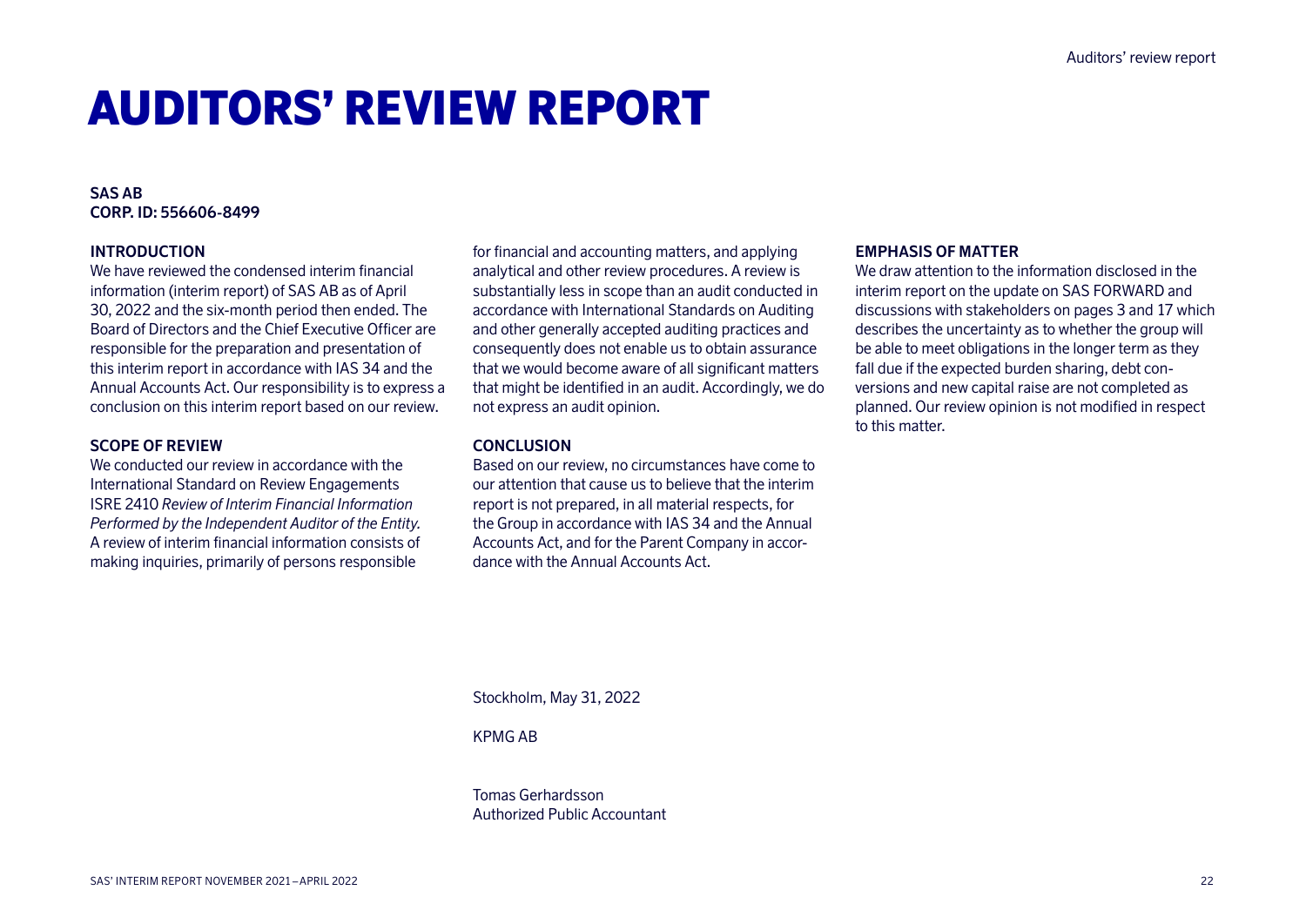# AUDITORS' REVIEW REPORT

**SAS AB**
**CORP. ID: 556606-8499**

### INTRODUCTION

We have reviewed the condensed interim financial information (interim report) of SAS AB as of April 30, 2022 and the six-month period then ended. The Board of Directors and the Chief Executive Officer are responsible for the preparation and presentation of this interim report in accordance with IAS 34 and the Annual Accounts Act. Our responsibility is to express a conclusion on this interim report based on our review.

### SCOPE OF REVIEW

We conducted our review in accordance with the International Standard on Review Engagements ISRE 2410 *Review of Interim Financial Information Performed by the Independent Auditor of the Entity.* A review of interim financial information consists of making inquiries, primarily of persons responsible for financial and accounting matters, and applying analytical and other review procedures. A review is substantially less in scope than an audit conducted in accordance with International Standards on Auditing and other generally accepted auditing practices and consequently does not enable us to obtain assurance that we would become aware of all significant matters that might be identified in an audit. Accordingly, we do not express an audit opinion.

### CONCLUSION

Based on our review, no circumstances have come to our attention that cause us to believe that the interim report is not prepared, in all material respects, for the Group in accordance with IAS 34 and the Annual Accounts Act, and for the Parent Company in accordance with the Annual Accounts Act.

### EMPHASIS OF MATTER

We draw attention to the information disclosed in the interim report on the update on SAS FORWARD and discussions with stakeholders on pages 3 and 17 which describes the uncertainty as to whether the group will be able to meet obligations in the longer term as they fall due if the expected burden sharing, debt conversions and new capital raise are not completed as planned. Our review opinion is not modified in respect to this matter.

Stockholm, May 31, 2022

KPMG AB

Tomas Gerhardsson
Authorized Public Accountant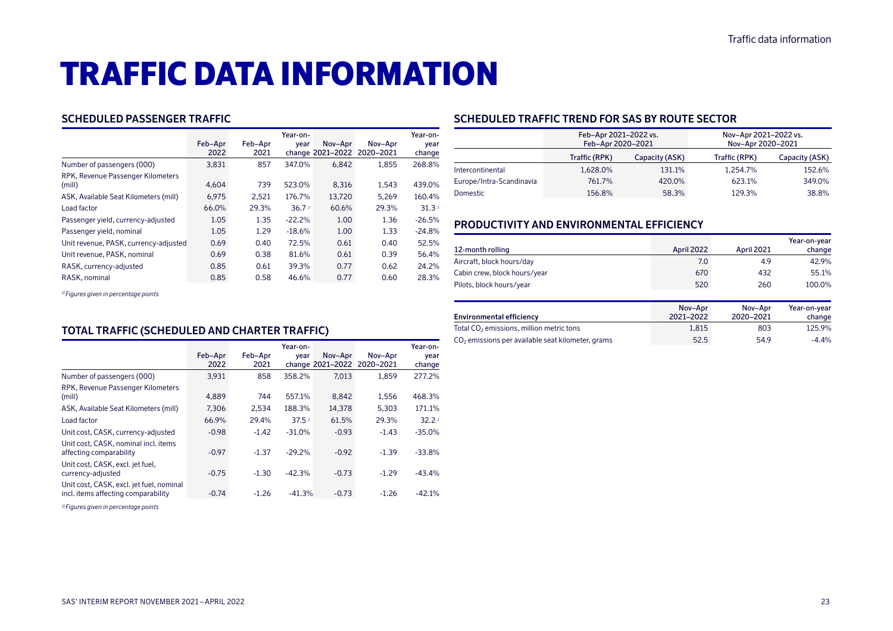# TRAFFIC DATA INFORMATION

## SCHEDULED PASSENGER TRAFFIC

| | Feb–Apr 2022 | Feb–Apr 2021 | Year-on-year change | Nov–Apr 2021–2022 | Nov–Apr 2020–2021 | Year-on-year change |
|---|---|---|---|---|---|---|
| Number of passengers (000) | 3,831 | 857 | 347.0% | 6,842 | 1,855 | 268.8% |
| RPK, Revenue Passenger Kilometers (mill) | 4,604 | 739 | 523.0% | 8,316 | 1,543 | 439.0% |
| ASK, Available Seat Kilometers (mill) | 6,975 | 2,521 | 176.7% | 13,720 | 5,269 | 160.4% |
| Load factor | 66.0% | 29.3% | 36.7[1] | 60.6% | 29.3% | 31.3[1] |
| Passenger yield, currency-adjusted | 1.05 | 1.35 | -22.2% | 1.00 | 1.36 | -26.5% |
| Passenger yield, nominal | 1.05 | 1.29 | -18.6% | 1.00 | 1.33 | -24.8% |
| Unit revenue, PASK, currency-adjusted | 0.69 | 0.40 | 72.5% | 0.61 | 0.40 | 52.5% |
| Unit revenue, PASK, nominal | 0.69 | 0.38 | 81.6% | 0.61 | 0.39 | 56.4% |
| RASK, currency-adjusted | 0.85 | 0.61 | 39.3% | 0.77 | 0.62 | 24.2% |
| RASK, nominal | 0.85 | 0.58 | 46.6% | 0.77 | 0.60 | 28.3% |

*1) Figures given in percentage points*

## TOTAL TRAFFIC (SCHEDULED AND CHARTER TRAFFIC)

| | Feb–Apr 2022 | Feb–Apr 2021 | Year-on-year change | Nov–Apr 2021–2022 | Nov–Apr 2020–2021 | Year-on-year change |
|---|---|---|---|---|---|---|
| Number of passengers (000) | 3,931 | 858 | 358.2% | 7,013 | 1,859 | 277.2% |
| RPK, Revenue Passenger Kilometers (mill) | 4,889 | 744 | 557.1% | 8,842 | 1,556 | 468.3% |
| ASK, Available Seat Kilometers (mill) | 7,306 | 2,534 | 188.3% | 14,378 | 5,303 | 171.1% |
| Load factor | 66.9% | 29.4% | 37.5[1] | 61.5% | 29.3% | 32.2[1] |
| Unit cost, CASK, currency-adjusted | -0.98 | -1.42 | -31.0% | -0.93 | -1.43 | -35.0% |
| Unit cost, CASK, nominal incl. items affecting comparability | -0.97 | -1.37 | -29.2% | -0.92 | -1.39 | -33.8% |
| Unit cost, CASK, excl. jet fuel, currency-adjusted | -0.75 | -1.30 | -42.3% | -0.73 | -1.29 | -43.4% |
| Unit cost, CASK, excl. jet fuel, nominal incl. items affecting comparability | -0.74 | -1.26 | -41.3% | -0.73 | -1.26 | -42.1% |

*1) Figures given in percentage points*

## SCHEDULED TRAFFIC TREND FOR SAS BY ROUTE SECTOR

| | Feb–Apr 2021–2022 vs. Feb–Apr 2020–2021 | | Nov–Apr 2021–2022 vs. Nov–Apr 2020–2021 | |
|---|---|---|---|---|
| | Traffic (RPK) | Capacity (ASK) | Traffic (RPK) | Capacity (ASK) |
| Intercontinental | 1,628.0% | 131.1% | 1,254.7% | 152.6% |
| Europe/Intra-Scandinavia | 761.7% | 420.0% | 623.1% | 349.0% |
| Domestic | 156.8% | 58.3% | 129.3% | 38.8% |

## PRODUCTIVITY AND ENVIRONMENTAL EFFICIENCY

| 12-month rolling | April 2022 | April 2021 | Year-on-year change |
|---|---|---|---|
| Aircraft, block hours/day | 7.0 | 4.9 | 42.9% |
| Cabin crew, block hours/year | 670 | 432 | 55.1% |
| Pilots, block hours/year | 520 | 260 | 100.0% |

| Environmental efficiency | Nov–Apr 2021–2022 | Nov–Apr 2020–2021 | Year-on-year change |
|---|---|---|---|
| Total $CO_2$ emissions, million metric tons | 1,815 | 803 | 125.9% |
| $CO_2$ emissions per available seat kilometer, grams | 52.5 | 54.9 | -4.4% |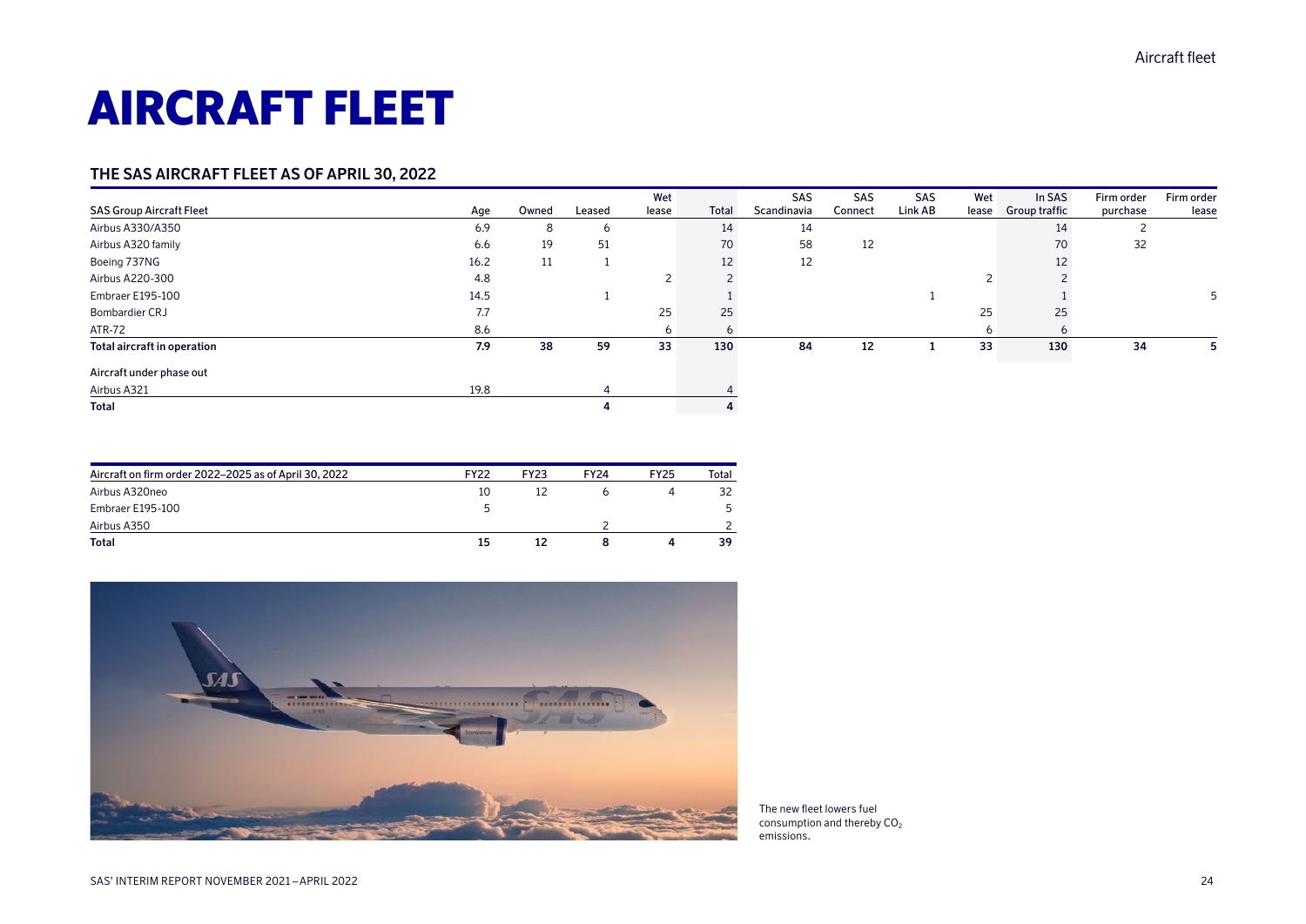# AIRCRAFT FLEET

## THE SAS AIRCRAFT FLEET AS OF APRIL 30, 2022

| SAS Group Aircraft Fleet | Age | Owned | Leased | Wet lease | Total | SAS Scandinavia | SAS Connect | SAS Link AB | Wet lease | In SAS Group traffic | Firm order purchase | Firm order lease |
|---|---|---|---|---|---|---|---|---|---|---|---|---|
| Airbus A330/A350 | 6.9 | 8 | 6 | | 14 | 14 | | | | 14 | 2 | |
| Airbus A320 family | 6.6 | 19 | 51 | | 70 | 58 | 12 | | | 70 | 32 | |
| Boeing 737NG | 16.2 | 11 | 1 | | 12 | 12 | | | | 12 | | |
| Airbus A220-300 | 4.8 | | | 2 | 2 | | | | 2 | 2 | | |
| Embraer E195-100 | 14.5 | | 1 | | 1 | | | 1 | | 1 | | 5 |
| Bombardier CRJ | 7.7 | | | 25 | 25 | | | | 25 | 25 | | |
| ATR-72 | 8.6 | | | 6 | 6 | | | | 6 | 6 | | |
| **Total aircraft in operation** | **7.9** | **38** | **59** | **33** | **130** | **84** | **12** | **1** | **33** | **130** | **34** | **5** |
| Aircraft under phase out | | | | | | | | | | | | |
| Airbus A321 | 19.8 | | 4 | | 4 | | | | | | | |
| **Total** | | | **4** | | **4** | | | | | | | |

| Aircraft on firm order 2022–2025 as of April 30, 2022 | FY22 | FY23 | FY24 | FY25 | Total |
|---|---|---|---|---|---|
| Airbus A320neo | 10 | 12 | 6 | 4 | 32 |
| Embraer E195-100 | 5 | | | | 5 |
| Airbus A350 | | | 2 | | 2 |
| **Total** | **15** | **12** | **8** | **4** | **39** |

The new fleet lowers fuel consumption and thereby $CO_2$ emissions.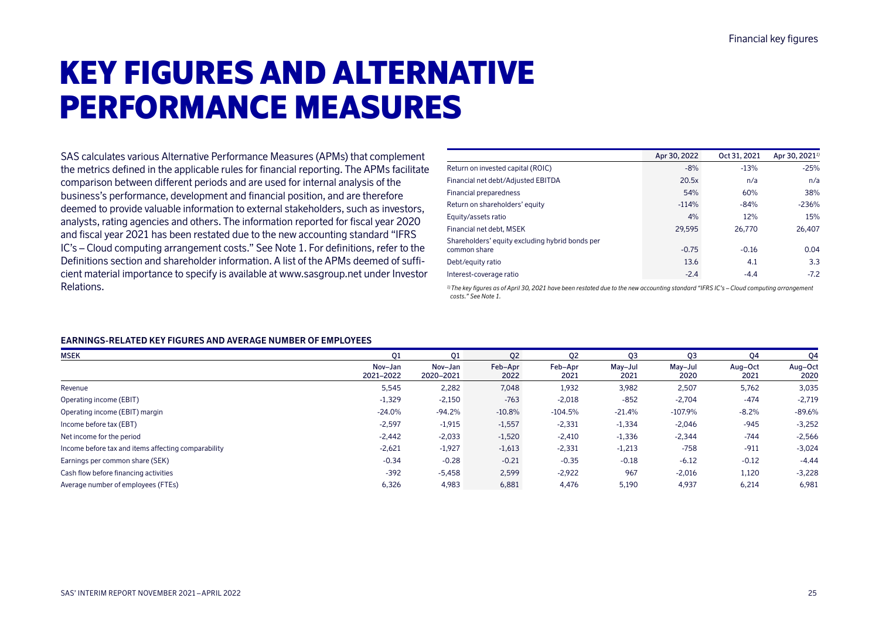// KEY FIGURES AND ALTERNATIVE PERFORMANCE MEASURES

# KEY FIGURES AND ALTERNATIVE PERFORMANCE MEASURES

SAS calculates various Alternative Performance Measures (APMs) that complement the metrics defined in the applicable rules for financial reporting. The APMs facilitate comparison between different periods and are used for internal analysis of the business's performance, development and financial position, and are therefore deemed to provide valuable information to external stakeholders, such as investors, analysts, rating agencies and others. The information reported for fiscal year 2020 and fiscal year 2021 has been restated due to the new accounting standard "IFRS IC's – Cloud computing arrangement costs." See Note 1. For definitions, refer to the Definitions section and shareholder information. A list of the APMs deemed of sufficient material importance to specify is available at www.sasgroup.net under Investor Relations.

| | Apr 30, 2022 | Oct 31, 2021 | Apr 30, 2021[1] |
|---|---|---|---|
| Return on invested capital (ROIC) | -8% | -13% | -25% |
| Financial net debt/Adjusted EBITDA | 20.5x | n/a | n/a |
| Financial preparedness | 54% | 60% | 38% |
| Return on shareholders' equity | -114% | -84% | -236% |
| Equity/assets ratio | 4% | 12% | 15% |
| Financial net debt, MSEK | 29,595 | 26,770 | 26,407 |
| Shareholders' equity excluding hybrid bonds per common share | -0.75 | -0.16 | 0.04 |
| Debt/equity ratio | 13.6 | 4.1 | 3.3 |
| Interest-coverage ratio | -2.4 | -4.4 | -7.2 |

*[1] The key figures as of April 30, 2021 have been restated due to the new accounting standard "IFRS IC's – Cloud computing arrangement costs." See Note 1.*

### EARNINGS-RELATED KEY FIGURES AND AVERAGE NUMBER OF EMPLOYEES

| MSEK | Q1 | Q1 | Q2 | Q2 | Q3 | Q3 | Q4 | Q4 |
|---|---|---|---|---|---|---|---|---|
| | Nov–Jan 2021–2022 | Nov–Jan 2020–2021 | Feb–Apr 2022 | Feb–Apr 2021 | May–Jul 2021 | May–Jul 2020 | Aug–Oct 2021 | Aug–Oct 2020 |
| Revenue | 5,545 | 2,282 | 7,048 | 1,932 | 3,982 | 2,507 | 5,762 | 3,035 |
| Operating income (EBIT) | -1,329 | -2,150 | -763 | -2,018 | -852 | -2,704 | -474 | -2,719 |
| Operating income (EBIT) margin | -24.0% | -94.2% | -10.8% | -104.5% | -21.4% | -107.9% | -8.2% | -89.6% |
| Income before tax (EBT) | -2,597 | -1,915 | -1,557 | -2,331 | -1,334 | -2,046 | -945 | -3,252 |
| Net income for the period | -2,442 | -2,033 | -1,520 | -2,410 | -1,336 | -2,344 | -744 | -2,566 |
| Income before tax and items affecting comparability | -2,621 | -1,927 | -1,613 | -2,331 | -1,213 | -758 | -911 | -3,024 |
| Earnings per common share (SEK) | -0.34 | -0.28 | -0.21 | -0.35 | -0.18 | -6.12 | -0.12 | -4.44 |
| Cash flow before financing activities | -392 | -5,458 | 2,599 | -2,922 | 967 | -2,016 | 1,120 | -3,228 |
| Average number of employees (FTEs) | 6,326 | 4,983 | 6,881 | 4,476 | 5,190 | 4,937 | 6,214 | 6,981 |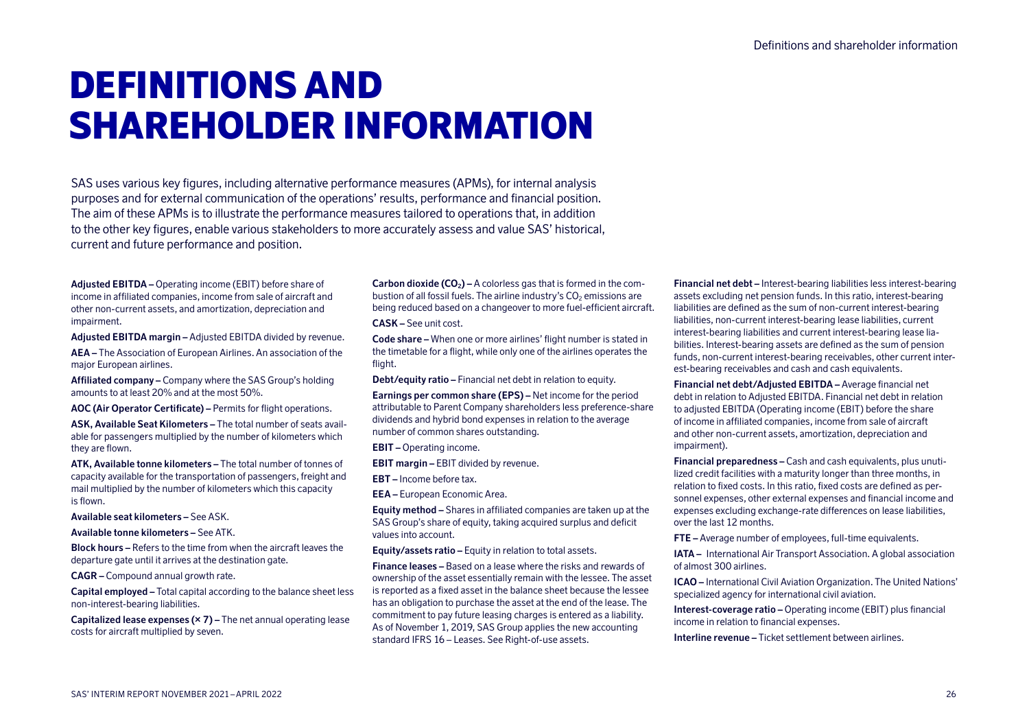# DEFINITIONS AND SHAREHOLDER INFORMATION

SAS uses various key figures, including alternative performance measures (APMs), for internal analysis purposes and for external communication of the operations' results, performance and financial position. The aim of these APMs is to illustrate the performance measures tailored to operations that, in addition to the other key figures, enable various stakeholders to more accurately assess and value SAS' historical, current and future performance and position.

**Adjusted EBITDA –** Operating income (EBIT) before share of income in affiliated companies, income from sale of aircraft and other non-current assets, and amortization, depreciation and impairment.

**Adjusted EBITDA margin –** Adjusted EBITDA divided by revenue.

**AEA –** The Association of European Airlines. An association of the major European airlines.

**Affiliated company –** Company where the SAS Group's holding amounts to at least 20% and at the most 50%.

**AOC (Air Operator Certificate) –** Permits for flight operations.

**ASK, Available Seat Kilometers –** The total number of seats available for passengers multiplied by the number of kilometers which they are flown.

**ATK, Available tonne kilometers –** The total number of tonnes of capacity available for the transportation of passengers, freight and mail multiplied by the number of kilometers which this capacity is flown.

**Available seat kilometers –** See ASK.

**Available tonne kilometers –** See ATK.

**Block hours –** Refers to the time from when the aircraft leaves the departure gate until it arrives at the destination gate.

**CAGR –** Compound annual growth rate.

**Capital employed –** Total capital according to the balance sheet less non-interest-bearing liabilities.

**Capitalized lease expenses (× 7) –** The net annual operating lease costs for aircraft multiplied by seven.

**Carbon dioxide ($CO_2$) –** A colorless gas that is formed in the combustion of all fossil fuels. The airline industry's $CO_2$ emissions are being reduced based on a changeover to more fuel-efficient aircraft.

**CASK –** See unit cost.

**Code share –** When one or more airlines' flight number is stated in the timetable for a flight, while only one of the airlines operates the flight.

**Debt/equity ratio –** Financial net debt in relation to equity.

**Earnings per common share (EPS) –** Net income for the period attributable to Parent Company shareholders less preference-share dividends and hybrid bond expenses in relation to the average number of common shares outstanding.

**EBIT –** Operating income.

**EBIT margin –** EBIT divided by revenue.

**EBT –** Income before tax.

**EEA –** European Economic Area.

**Equity method –** Shares in affiliated companies are taken up at the SAS Group's share of equity, taking acquired surplus and deficit values into account.

**Equity/assets ratio –** Equity in relation to total assets.

**Finance leases –** Based on a lease where the risks and rewards of ownership of the asset essentially remain with the lessee. The asset is reported as a fixed asset in the balance sheet because the lessee has an obligation to purchase the asset at the end of the lease. The commitment to pay future leasing charges is entered as a liability. As of November 1, 2019, SAS Group applies the new accounting standard IFRS 16 – Leases. See Right-of-use assets.

**Financial net debt –** Interest-bearing liabilities less interest-bearing assets excluding net pension funds. In this ratio, interest-bearing liabilities are defined as the sum of non-current interest-bearing liabilities, non-current interest-bearing lease liabilities, current interest-bearing liabilities and current interest-bearing lease liabilities. Interest-bearing assets are defined as the sum of pension funds, non-current interest-bearing receivables, other current interest-bearing receivables and cash and cash equivalents.

**Financial net debt/Adjusted EBITDA –** Average financial net debt in relation to Adjusted EBITDA. Financial net debt in relation to adjusted EBITDA (Operating income (EBIT) before the share of income in affiliated companies, income from sale of aircraft and other non-current assets, amortization, depreciation and impairment).

**Financial preparedness –** Cash and cash equivalents, plus unutilized credit facilities with a maturity longer than three months, in relation to fixed costs. In this ratio, fixed costs are defined as personnel expenses, other external expenses and financial income and expenses excluding exchange-rate differences on lease liabilities, over the last 12 months.

**FTE –** Average number of employees, full-time equivalents.

**IATA –** International Air Transport Association. A global association of almost 300 airlines.

**ICAO –** International Civil Aviation Organization. The United Nations' specialized agency for international civil aviation.

**Interest-coverage ratio –** Operating income (EBIT) plus financial income in relation to financial expenses.

**Interline revenue –** Ticket settlement between airlines.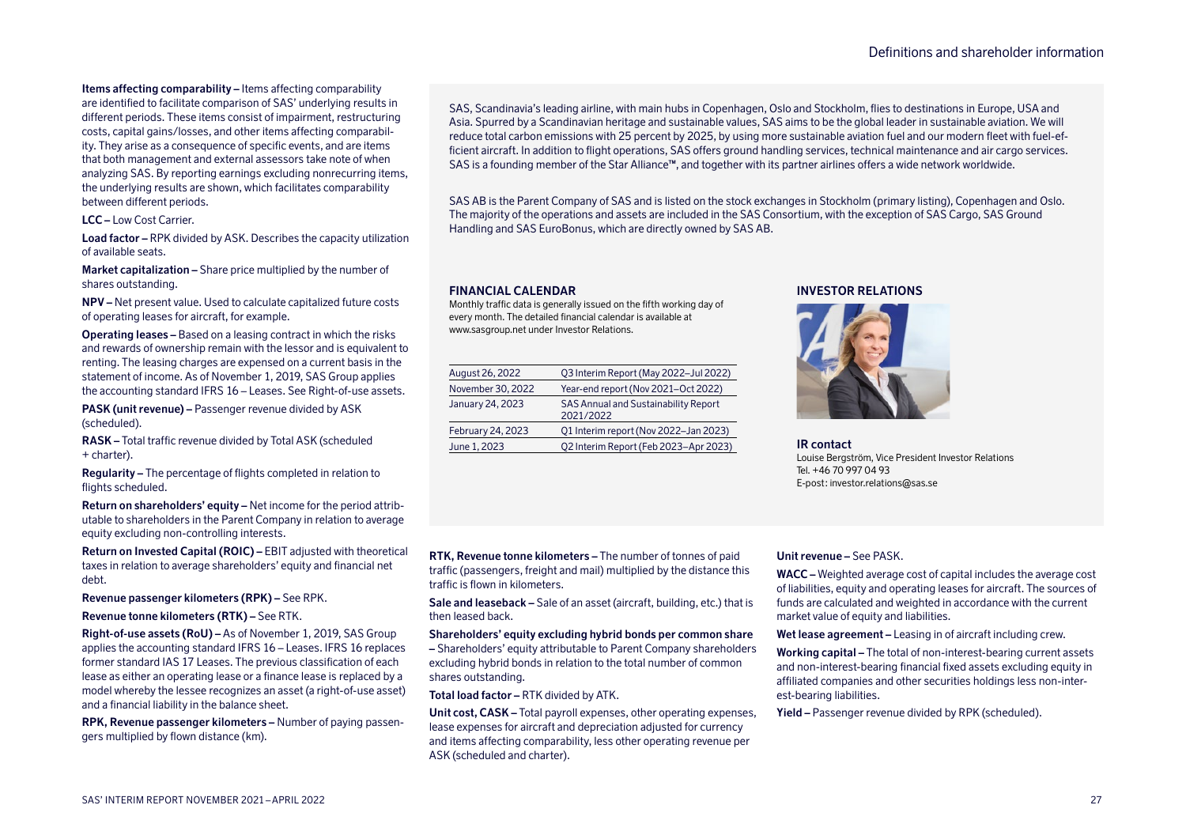**Items affecting comparability –** Items affecting comparability are identified to facilitate comparison of SAS' underlying results in different periods. These items consist of impairment, restructuring costs, capital gains/losses, and other items affecting comparability. They arise as a consequence of specific events, and are items that both management and external assessors take note of when analyzing SAS. By reporting earnings excluding nonrecurring items, the underlying results are shown, which facilitates comparability between different periods.

**LCC –** Low Cost Carrier.

**Load factor –** RPK divided by ASK. Describes the capacity utilization of available seats.

**Market capitalization –** Share price multiplied by the number of shares outstanding.

**NPV –** Net present value. Used to calculate capitalized future costs of operating leases for aircraft, for example.

**Operating leases –** Based on a leasing contract in which the risks and rewards of ownership remain with the lessor and is equivalent to renting. The leasing charges are expensed on a current basis in the statement of income. As of November 1, 2019, SAS Group applies the accounting standard IFRS 16 – Leases. See Right-of-use assets.

**PASK (unit revenue) –** Passenger revenue divided by ASK (scheduled).

**RASK –** Total traffic revenue divided by Total ASK (scheduled + charter).

**Regularity –** The percentage of flights completed in relation to flights scheduled.

**Return on shareholders' equity –** Net income for the period attributable to shareholders in the Parent Company in relation to average equity excluding non-controlling interests.

**Return on Invested Capital (ROIC) –** EBIT adjusted with theoretical taxes in relation to average shareholders' equity and financial net debt.

**Revenue passenger kilometers (RPK) –** See RPK.

**Revenue tonne kilometers (RTK) –** See RTK.

**Right-of-use assets (RoU) –** As of November 1, 2019, SAS Group applies the accounting standard IFRS 16 – Leases. IFRS 16 replaces former standard IAS 17 Leases. The previous classification of each lease as either an operating lease or a finance lease is replaced by a model whereby the lessee recognizes an asset (a right-of-use asset) and a financial liability in the balance sheet.

**RPK, Revenue passenger kilometers –** Number of paying passengers multiplied by flown distance (km).

SAS, Scandinavia's leading airline, with main hubs in Copenhagen, Oslo and Stockholm, flies to destinations in Europe, USA and Asia. Spurred by a Scandinavian heritage and sustainable values, SAS aims to be the global leader in sustainable aviation. We will reduce total carbon emissions with 25 percent by 2025, by using more sustainable aviation fuel and our modern fleet with fuel-efficient aircraft. In addition to flight operations, SAS offers ground handling services, technical maintenance and air cargo services. SAS is a founding member of the Star Alliance™, and together with its partner airlines offers a wide network worldwide.

SAS AB is the Parent Company of SAS and is listed on the stock exchanges in Stockholm (primary listing), Copenhagen and Oslo. The majority of the operations and assets are included in the SAS Consortium, with the exception of SAS Cargo, SAS Ground Handling and SAS EuroBonus, which are directly owned by SAS AB.

### FINANCIAL CALENDAR

Monthly traffic data is generally issued on the fifth working day of every month. The detailed financial calendar is available at www.sasgroup.net under Investor Relations.

| | |
|---|---|
| August 26, 2022 | Q3 Interim Report (May 2022–Jul 2022) |
| November 30, 2022 | Year-end report (Nov 2021–Oct 2022) |
| January 24, 2023 | SAS Annual and Sustainability Report 2021/2022 |
| February 24, 2023 | Q1 Interim report (Nov 2022–Jan 2023) |
| June 1, 2023 | Q2 Interim Report (Feb 2023–Apr 2023) |

### INVESTOR RELATIONS

**IR contact**
Louise Bergström, Vice President Investor Relations
Tel. +46 70 997 04 93
E-post: investor.relations@sas.se

**RTK, Revenue tonne kilometers –** The number of tonnes of paid traffic (passengers, freight and mail) multiplied by the distance this traffic is flown in kilometers.

**Sale and leaseback –** Sale of an asset (aircraft, building, etc.) that is then leased back.

**Shareholders' equity excluding hybrid bonds per common share –** Shareholders' equity attributable to Parent Company shareholders excluding hybrid bonds in relation to the total number of common shares outstanding.

**Total load factor –** RTK divided by ATK.

**Unit cost, CASK –** Total payroll expenses, other operating expenses, lease expenses for aircraft and depreciation adjusted for currency and items affecting comparability, less other operating revenue per ASK (scheduled and charter).

**Unit revenue –** See PASK.

**WACC –** Weighted average cost of capital includes the average cost of liabilities, equity and operating leases for aircraft. The sources of funds are calculated and weighted in accordance with the current market value of equity and liabilities.

**Wet lease agreement –** Leasing in of aircraft including crew.

**Working capital –** The total of non-interest-bearing current assets and non-interest-bearing financial fixed assets excluding equity in affiliated companies and other securities holdings less non-interest-bearing liabilities.

**Yield –** Passenger revenue divided by RPK (scheduled).